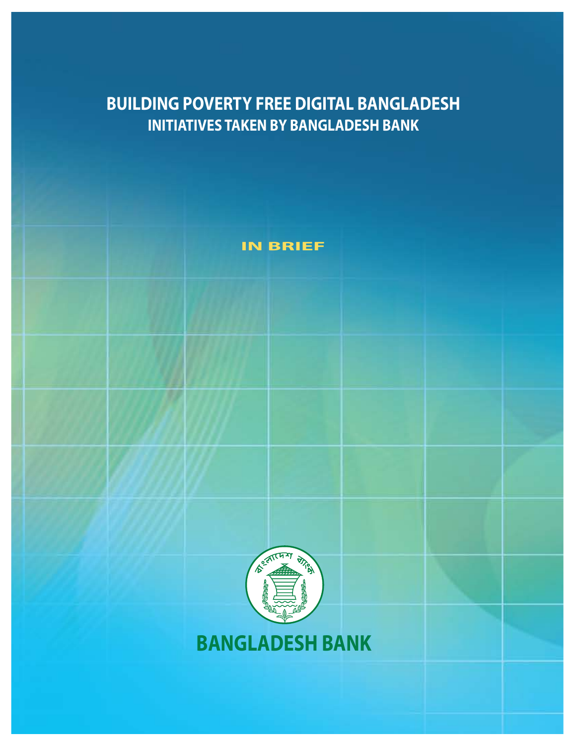# BUILDING POVERTY FREE DIGITAL BANGLADESH

## INITIATIVES TAKEN BY BANGLADESH BANK

IN BRIEF

বাংলাদেশ ব্যাংক

BANGLADESH BANK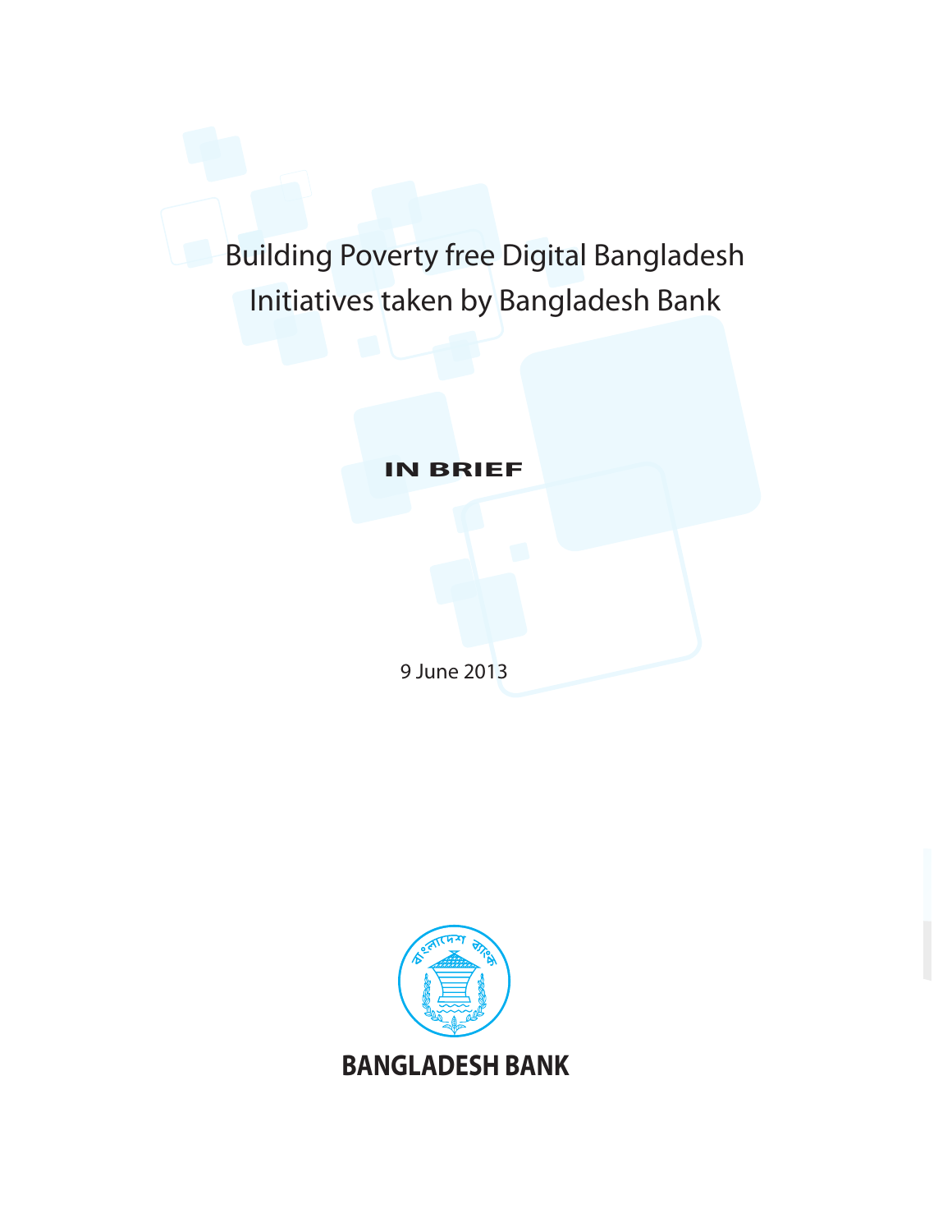# Building Poverty free Digital Bangladesh
# Initiatives taken by Bangladesh Bank

**IN BRIEF**

9 June 2013

**BANGLADESH BANK**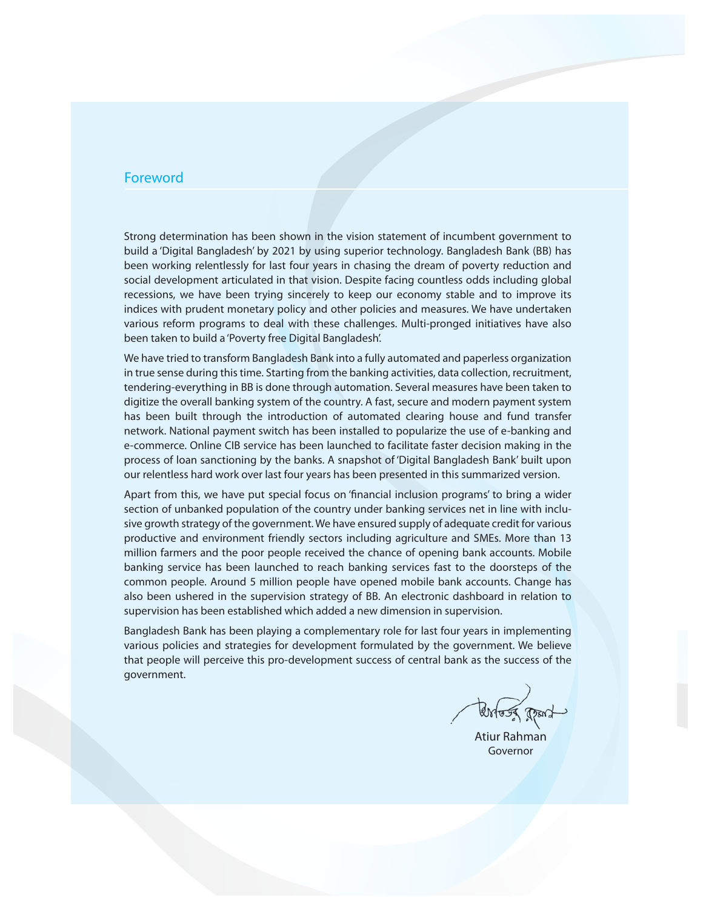## Foreword

Strong determination has been shown in the vision statement of incumbent government to build a 'Digital Bangladesh' by 2021 by using superior technology. Bangladesh Bank (BB) has been working relentlessly for last four years in chasing the dream of poverty reduction and social development articulated in that vision. Despite facing countless odds including global recessions, we have been trying sincerely to keep our economy stable and to improve its indices with prudent monetary policy and other policies and measures. We have undertaken various reform programs to deal with these challenges. Multi-pronged initiatives have also been taken to build a 'Poverty free Digital Bangladesh'.

We have tried to transform Bangladesh Bank into a fully automated and paperless organization in true sense during this time. Starting from the banking activities, data collection, recruitment, tendering-everything in BB is done through automation. Several measures have been taken to digitize the overall banking system of the country. A fast, secure and modern payment system has been built through the introduction of automated clearing house and fund transfer network. National payment switch has been installed to popularize the use of e-banking and e-commerce. Online CIB service has been launched to facilitate faster decision making in the process of loan sanctioning by the banks. A snapshot of 'Digital Bangladesh Bank' built upon our relentless hard work over last four years has been presented in this summarized version.

Apart from this, we have put special focus on 'financial inclusion programs' to bring a wider section of unbanked population of the country under banking services net in line with inclusive growth strategy of the government. We have ensured supply of adequate credit for various productive and environment friendly sectors including agriculture and SMEs. More than 13 million farmers and the poor people received the chance of opening bank accounts. Mobile banking service has been launched to reach banking services fast to the doorsteps of the common people. Around 5 million people have opened mobile bank accounts. Change has also been ushered in the supervision strategy of BB. An electronic dashboard in relation to supervision has been established which added a new dimension in supervision.

Bangladesh Bank has been playing a complementary role for last four years in implementing various policies and strategies for development formulated by the government. We believe that people will perceive this pro-development success of central bank as the success of the government.

Atiur Rahman
Governor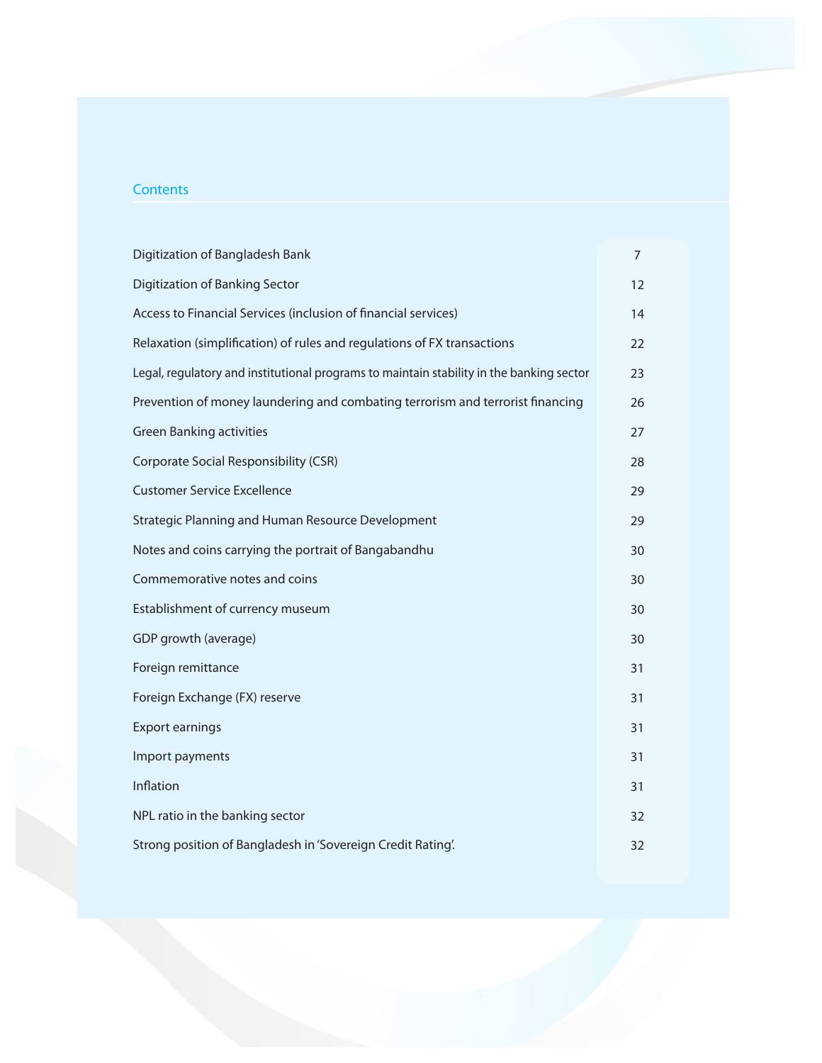## Contents

| | |
|---|---|
| Digitization of Bangladesh Bank | 7 |
| Digitization of Banking Sector | 12 |
| Access to Financial Services (inclusion of financial services) | 14 |
| Relaxation (simplification) of rules and regulations of FX transactions | 22 |
| Legal, regulatory and institutional programs to maintain stability in the banking sector | 23 |
| Prevention of money laundering and combating terrorism and terrorist financing | 26 |
| Green Banking activities | 27 |
| Corporate Social Responsibility (CSR) | 28 |
| Customer Service Excellence | 29 |
| Strategic Planning and Human Resource Development | 29 |
| Notes and coins carrying the portrait of Bangabandhu | 30 |
| Commemorative notes and coins | 30 |
| Establishment of currency museum | 30 |
| GDP growth (average) | 30 |
| Foreign remittance | 31 |
| Foreign Exchange (FX) reserve | 31 |
| Export earnings | 31 |
| Import payments | 31 |
| Inflation | 31 |
| NPL ratio in the banking sector | 32 |
| Strong position of Bangladesh in 'Sovereign Credit Rating'. | 32 |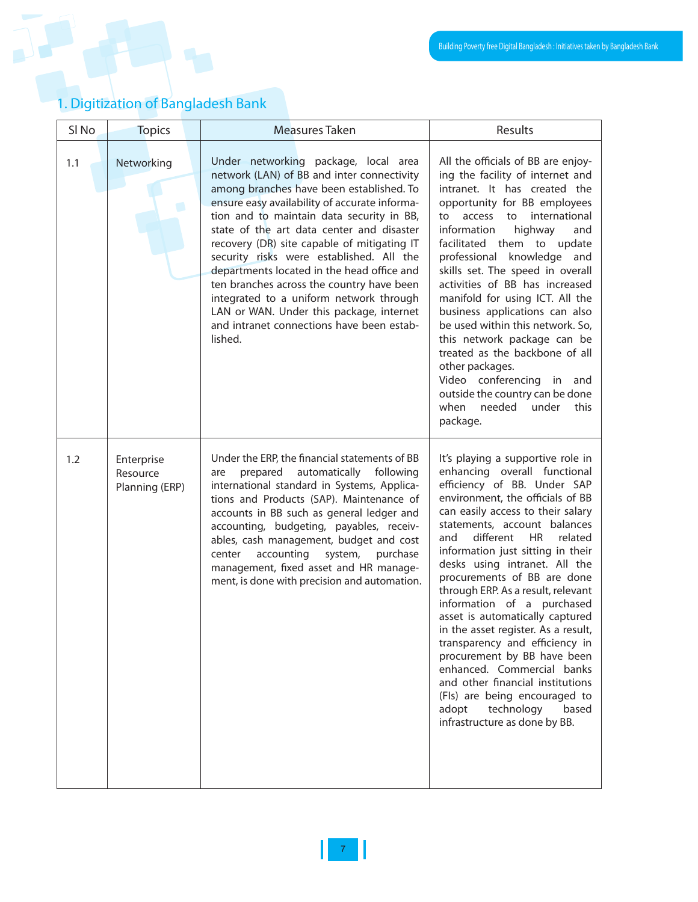## 1. Digitization of Bangladesh Bank

| Sl No | Topics | Measures Taken | Results |
|---|---|---|---|
| 1.1 | Networking | Under networking package, local area network (LAN) of BB and inter connectivity among branches have been established. To ensure easy availability of accurate information and to maintain data security in BB, state of the art data center and disaster recovery (DR) site capable of mitigating IT security risks were established. All the departments located in the head office and ten branches across the country have been integrated to a uniform network through LAN or WAN. Under this package, internet and intranet connections have been established. | All the officials of BB are enjoying the facility of internet and intranet. It has created the opportunity for BB employees to access to international information highway and facilitated them to update professional knowledge and skills set. The speed in overall activities of BB has increased manifold for using ICT. All the business applications can also be used within this network. So, this network package can be treated as the backbone of all other packages. Video conferencing in and outside the country can be done when needed under this package. |
| 1.2 | Enterprise Resource Planning (ERP) | Under the ERP, the financial statements of BB are prepared automatically following international standard in Systems, Applications and Products (SAP). Maintenance of accounts in BB such as general ledger and accounting, budgeting, payables, receivables, cash management, budget and cost center accounting system, purchase management, fixed asset and HR management, is done with precision and automation. | It's playing a supportive role in enhancing overall functional efficiency of BB. Under SAP environment, the officials of BB can easily access to their salary statements, account balances and different HR related information just sitting in their desks using intranet. All the procurements of BB are done through ERP. As a result, relevant information of a purchased asset is automatically captured in the asset register. As a result, transparency and efficiency in procurement by BB have been enhanced. Commercial banks and other financial institutions (FIs) are being encouraged to adopt technology based infrastructure as done by BB. |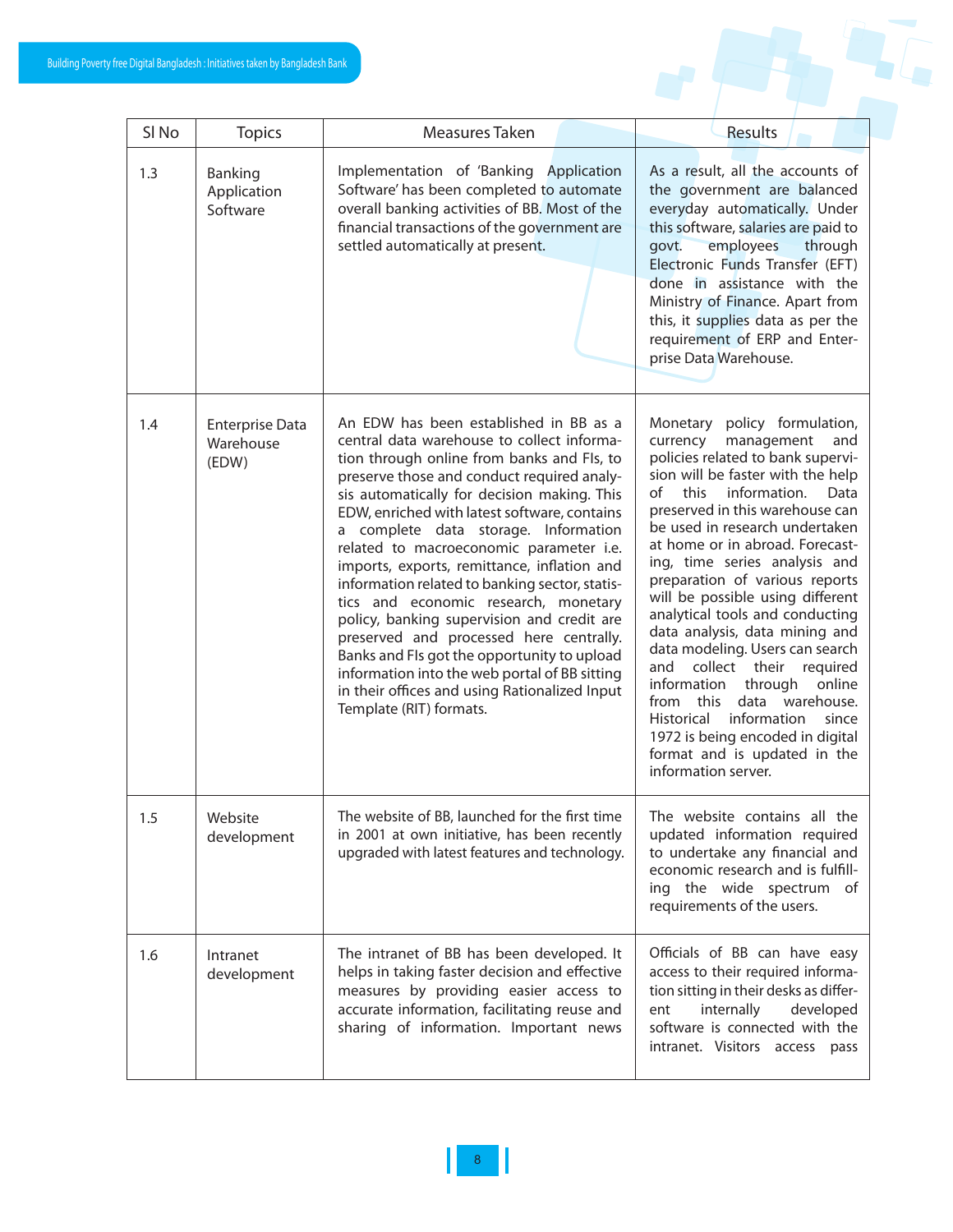| Sl No | Topics | Measures Taken | Results |
|---|---|---|---|
| 1.3 | Banking Application Software | Implementation of 'Banking Application Software' has been completed to automate overall banking activities of BB. Most of the financial transactions of the government are settled automatically at present. | As a result, all the accounts of the government are balanced everyday automatically. Under this software, salaries are paid to govt. employees through Electronic Funds Transfer (EFT) done in assistance with the Ministry of Finance. Apart from this, it supplies data as per the requirement of ERP and Enterprise Data Warehouse. |
| 1.4 | Enterprise Data Warehouse (EDW) | An EDW has been established in BB as a central data warehouse to collect information through online from banks and FIs, to preserve those and conduct required analysis automatically for decision making. This EDW, enriched with latest software, contains a complete data storage. Information related to macroeconomic parameter i.e. imports, exports, remittance, inflation and information related to banking sector, statistics and economic research, monetary policy, banking supervision and credit are preserved and processed here centrally. Banks and FIs got the opportunity to upload information into the web portal of BB sitting in their offices and using Rationalized Input Template (RIT) formats. | Monetary policy formulation, currency management and policies related to bank supervision will be faster with the help of this information. Data preserved in this warehouse can be used in research undertaken at home or in abroad. Forecasting, time series analysis and preparation of various reports will be possible using different analytical tools and conducting data analysis, data mining and data modeling. Users can search and collect their required information through online from this data warehouse. Historical information since 1972 is being encoded in digital format and is updated in the information server. |
| 1.5 | Website development | The website of BB, launched for the first time in 2001 at own initiative, has been recently upgraded with latest features and technology. | The website contains all the updated information required to undertake any financial and economic research and is fulfilling the wide spectrum of requirements of the users. |
| 1.6 | Intranet development | The intranet of BB has been developed. It helps in taking faster decision and effective measures by providing easier access to accurate information, facilitating reuse and sharing of information. Important news | Officials of BB can have easy access to their required information sitting in their desks as different internally developed software is connected with the intranet. Visitors access pass |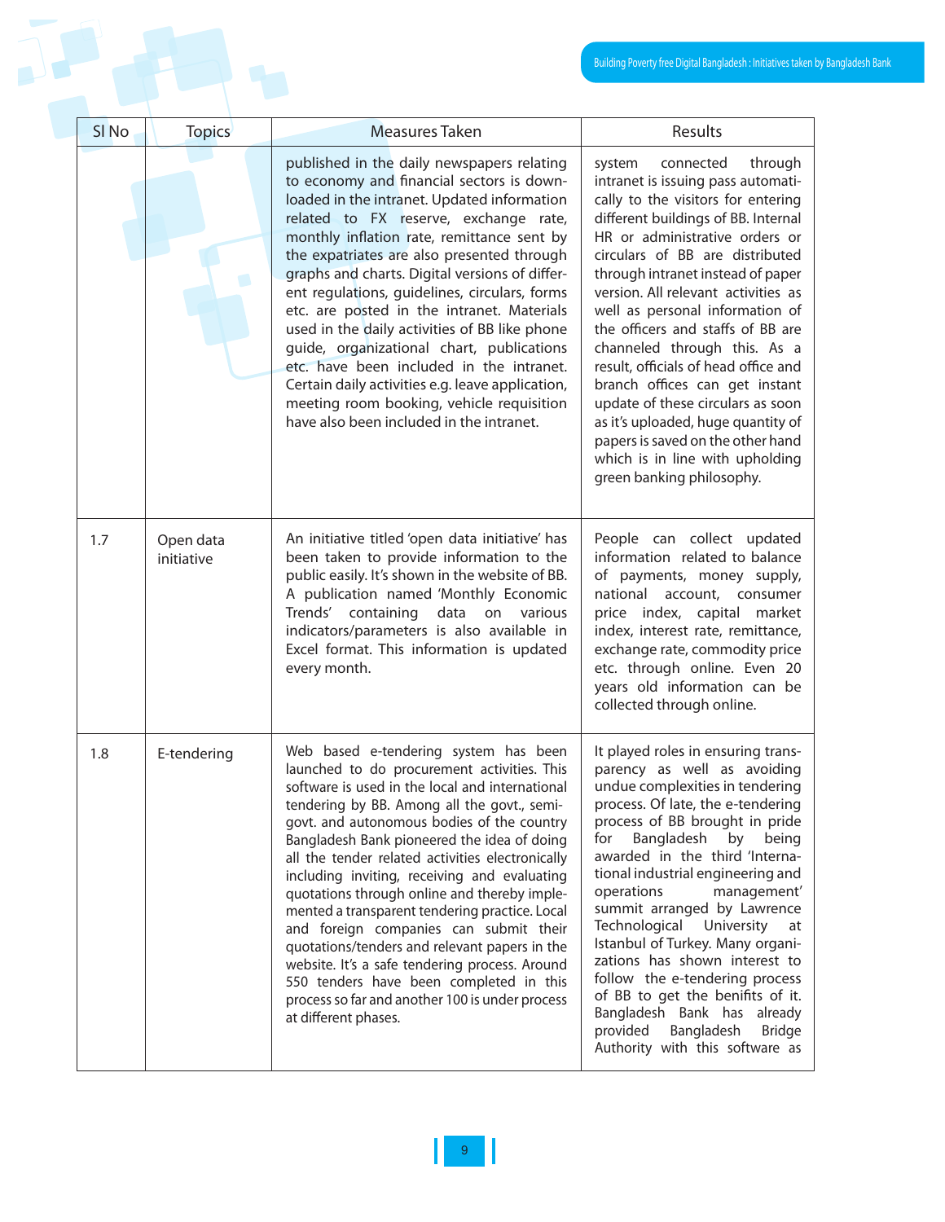| Sl No | Topics | Measures Taken | Results |
|---|---|---|---|
| | | published in the daily newspapers relating to economy and financial sectors is downloaded in the intranet. Updated information related to FX reserve, exchange rate, monthly inflation rate, remittance sent by the expatriates are also presented through graphs and charts. Digital versions of different regulations, guidelines, circulars, forms etc. are posted in the intranet. Materials used in the daily activities of BB like phone guide, organizational chart, publications etc. have been included in the intranet. Certain daily activities e.g. leave application, meeting room booking, vehicle requisition have also been included in the intranet. | system connected through intranet is issuing pass automatically to the visitors for entering different buildings of BB. Internal HR or administrative orders or circulars of BB are distributed through intranet instead of paper version. All relevant activities as well as personal information of the officers and staffs of BB are channeled through this. As a result, officials of head office and branch offices can get instant update of these circulars as soon as it's uploaded, huge quantity of papers is saved on the other hand which is in line with upholding green banking philosophy. |
| 1.7 | Open data initiative | An initiative titled 'open data initiative' has been taken to provide information to the public easily. It's shown in the website of BB. A publication named 'Monthly Economic Trends' containing data on various indicators/parameters is also available in Excel format. This information is updated every month. | People can collect updated information related to balance of payments, money supply, national account, consumer price index, capital market index, interest rate, remittance, exchange rate, commodity price etc. through online. Even 20 years old information can be collected through online. |
| 1.8 | E-tendering | Web based e-tendering system has been launched to do procurement activities. This software is used in the local and international tendering by BB. Among all the govt., semi-govt. and autonomous bodies of the country Bangladesh Bank pioneered the idea of doing all the tender related activities electronically including inviting, receiving and evaluating quotations through online and thereby implemented a transparent tendering practice. Local and foreign companies can submit their quotations/tenders and relevant papers in the website. It's a safe tendering process. Around 550 tenders have been completed in this process so far and another 100 is under process at different phases. | It played roles in ensuring transparency as well as avoiding undue complexities in tendering process. Of late, the e-tendering process of BB brought in pride for Bangladesh by being awarded in the third 'International industrial engineering and operations management' summit arranged by Lawrence Technological University at Istanbul of Turkey. Many organizations has shown interest to follow the e-tendering process of BB to get the benifits of it. Bangladesh Bank has already provided Bangladesh Bridge Authority with this software as |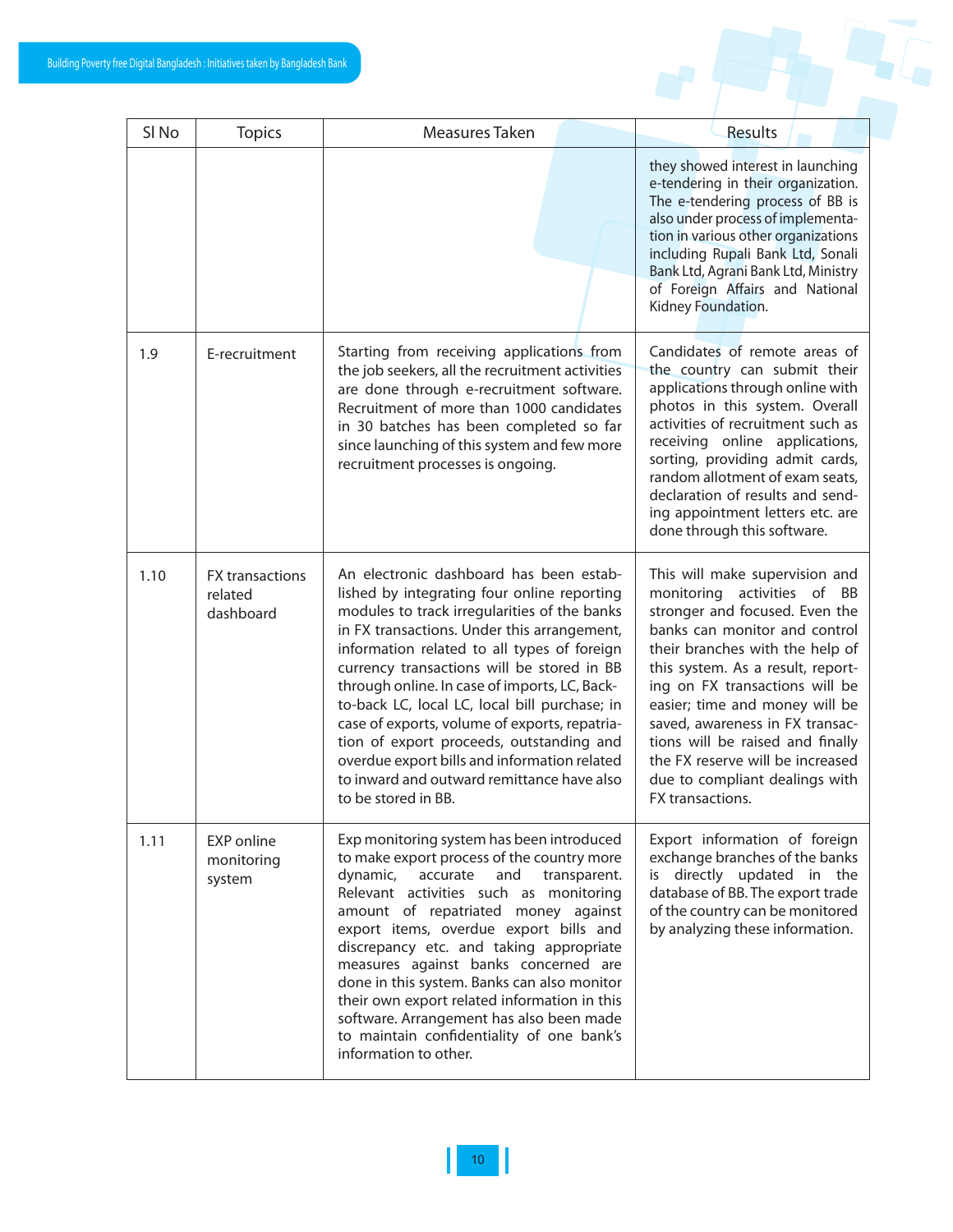| Sl No | Topics | Measures Taken | Results |
|---|---|---|---|
| | | | they showed interest in launching e-tendering in their organization. The e-tendering process of BB is also under process of implementation in various other organizations including Rupali Bank Ltd, Sonali Bank Ltd, Agrani Bank Ltd, Ministry of Foreign Affairs and National Kidney Foundation. |
| 1.9 | E-recruitment | Starting from receiving applications from the job seekers, all the recruitment activities are done through e-recruitment software. Recruitment of more than 1000 candidates in 30 batches has been completed so far since launching of this system and few more recruitment processes is ongoing. | Candidates of remote areas of the country can submit their applications through online with photos in this system. Overall activities of recruitment such as receiving online applications, sorting, providing admit cards, random allotment of exam seats, declaration of results and sending appointment letters etc. are done through this software. |
| 1.10 | FX transactions related dashboard | An electronic dashboard has been established by integrating four online reporting modules to track irregularities of the banks in FX transactions. Under this arrangement, information related to all types of foreign currency transactions will be stored in BB through online. In case of imports, LC, Back-to-back LC, local LC, local bill purchase; in case of exports, volume of exports, repatriation of export proceeds, outstanding and overdue export bills and information related to inward and outward remittance have also to be stored in BB. | This will make supervision and monitoring activities of BB stronger and focused. Even the banks can monitor and control their branches with the help of this system. As a result, reporting on FX transactions will be easier; time and money will be saved, awareness in FX transactions will be raised and finally the FX reserve will be increased due to compliant dealings with FX transactions. |
| 1.11 | EXP online monitoring system | Exp monitoring system has been introduced to make export process of the country more dynamic, accurate and transparent. Relevant activities such as monitoring amount of repatriated money against export items, overdue export bills and discrepancy etc. and taking appropriate measures against banks concerned are done in this system. Banks can also monitor their own export related information in this software. Arrangement has also been made to maintain confidentiality of one bank's information to other. | Export information of foreign exchange branches of the banks is directly updated in the database of BB. The export trade of the country can be monitored by analyzing these information. |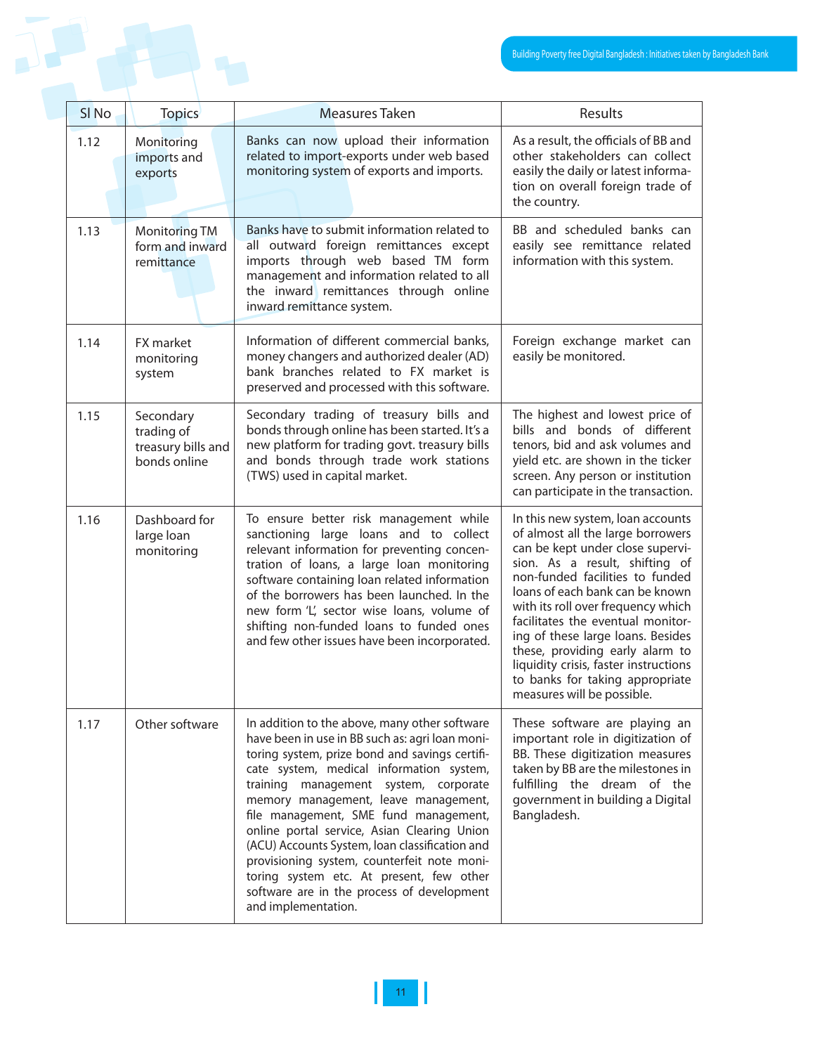| Sl No | Topics | Measures Taken | Results |
|---|---|---|---|
| 1.12 | Monitoring imports and exports | Banks can now upload their information related to import-exports under web based monitoring system of exports and imports. | As a result, the officials of BB and other stakeholders can collect easily the daily or latest information on overall foreign trade of the country. |
| 1.13 | Monitoring TM form and inward remittance | Banks have to submit information related to all outward foreign remittances except imports through web based TM form management and information related to all the inward remittances through online inward remittance system. | BB and scheduled banks can easily see remittance related information with this system. |
| 1.14 | FX market monitoring system | Information of different commercial banks, money changers and authorized dealer (AD) bank branches related to FX market is preserved and processed with this software. | Foreign exchange market can easily be monitored. |
| 1.15 | Secondary trading of treasury bills and bonds online | Secondary trading of treasury bills and bonds through online has been started. It's a new platform for trading govt. treasury bills and bonds through trade work stations (TWS) used in capital market. | The highest and lowest price of bills and bonds of different tenors, bid and ask volumes and yield etc. are shown in the ticker screen. Any person or institution can participate in the transaction. |
| 1.16 | Dashboard for large loan monitoring | To ensure better risk management while sanctioning large loans and to collect relevant information for preventing concentration of loans, a large loan monitoring software containing loan related information of the borrowers has been launched. In the new form 'L', sector wise loans, volume of shifting non-funded loans to funded ones and few other issues have been incorporated. | In this new system, loan accounts of almost all the large borrowers can be kept under close supervision. As a result, shifting of non-funded facilities to funded loans of each bank can be known with its roll over frequency which facilitates the eventual monitoring of these large loans. Besides these, providing early alarm to liquidity crisis, faster instructions to banks for taking appropriate measures will be possible. |
| 1.17 | Other software | In addition to the above, many other software have been in use in BB such as: agri loan monitoring system, prize bond and savings certificate system, medical information system, training management system, corporate memory management, leave management, file management, SME fund management, online portal service, Asian Clearing Union (ACU) Accounts System, loan classification and provisioning system, counterfeit note monitoring system etc. At present, few other software are in the process of development and implementation. | These software are playing an important role in digitization of BB. These digitization measures taken by BB are the milestones in fulfilling the dream of the government in building a Digital Bangladesh. |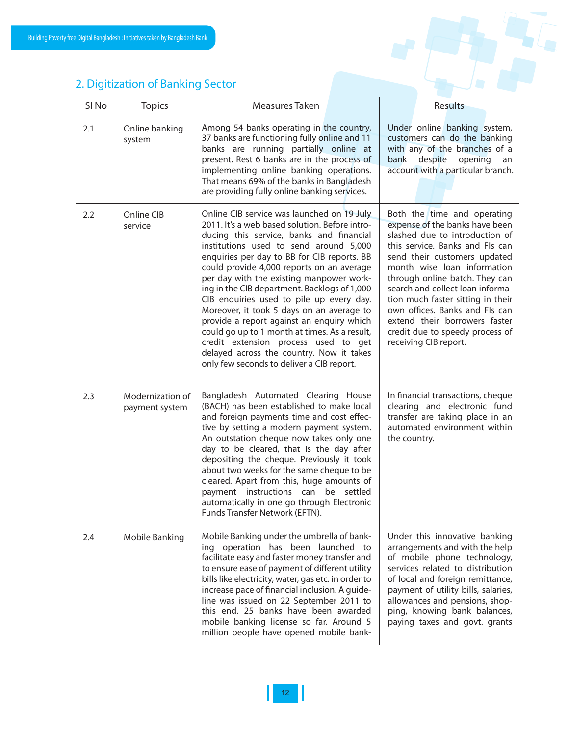## 2. Digitization of Banking Sector

| Sl No | Topics | Measures Taken | Results |
|---|---|---|---|
| 2.1 | Online banking system | Among 54 banks operating in the country, 37 banks are functioning fully online and 11 banks are running partially online at present. Rest 6 banks are in the process of implementing online banking operations. That means 69% of the banks in Bangladesh are providing fully online banking services. | Under online banking system, customers can do the banking with any of the branches of a bank despite opening an account with a particular branch. |
| 2.2 | Online CIB service | Online CIB service was launched on 19 July 2011. It's a web based solution. Before introducing this service, banks and financial institutions used to send around 5,000 enquiries per day to BB for CIB reports. BB could provide 4,000 reports on an average per day with the existing manpower working in the CIB department. Backlogs of 1,000 CIB enquiries used to pile up every day. Moreover, it took 5 days on an average to provide a report against an enquiry which could go up to 1 month at times. As a result, credit extension process used to get delayed across the country. Now it takes only few seconds to deliver a CIB report. | Both the time and operating expense of the banks have been slashed due to introduction of this service. Banks and FIs can send their customers updated month wise loan information through online batch. They can search and collect loan information much faster sitting in their own offices. Banks and FIs can extend their borrowers faster credit due to speedy process of receiving CIB report. |
| 2.3 | Modernization of payment system | Bangladesh Automated Clearing House (BACH) has been established to make local and foreign payments time and cost effective by setting a modern payment system. An outstation cheque now takes only one day to be cleared, that is the day after depositing the cheque. Previously it took about two weeks for the same cheque to be cleared. Apart from this, huge amounts of payment instructions can be settled automatically in one go through Electronic Funds Transfer Network (EFTN). | In financial transactions, cheque clearing and electronic fund transfer are taking place in an automated environment within the country. |
| 2.4 | Mobile Banking | Mobile Banking under the umbrella of banking operation has been launched to facilitate easy and faster money transfer and to ensure ease of payment of different utility bills like electricity, water, gas etc. in order to increase pace of financial inclusion. A guideline was issued on 22 September 2011 to this end. 25 banks have been awarded mobile banking license so far. Around 5 million people have opened mobile bank- | Under this innovative banking arrangements and with the help of mobile phone technology, services related to distribution of local and foreign remittance, payment of utility bills, salaries, allowances and pensions, shopping, knowing bank balances, paying taxes and govt. grants |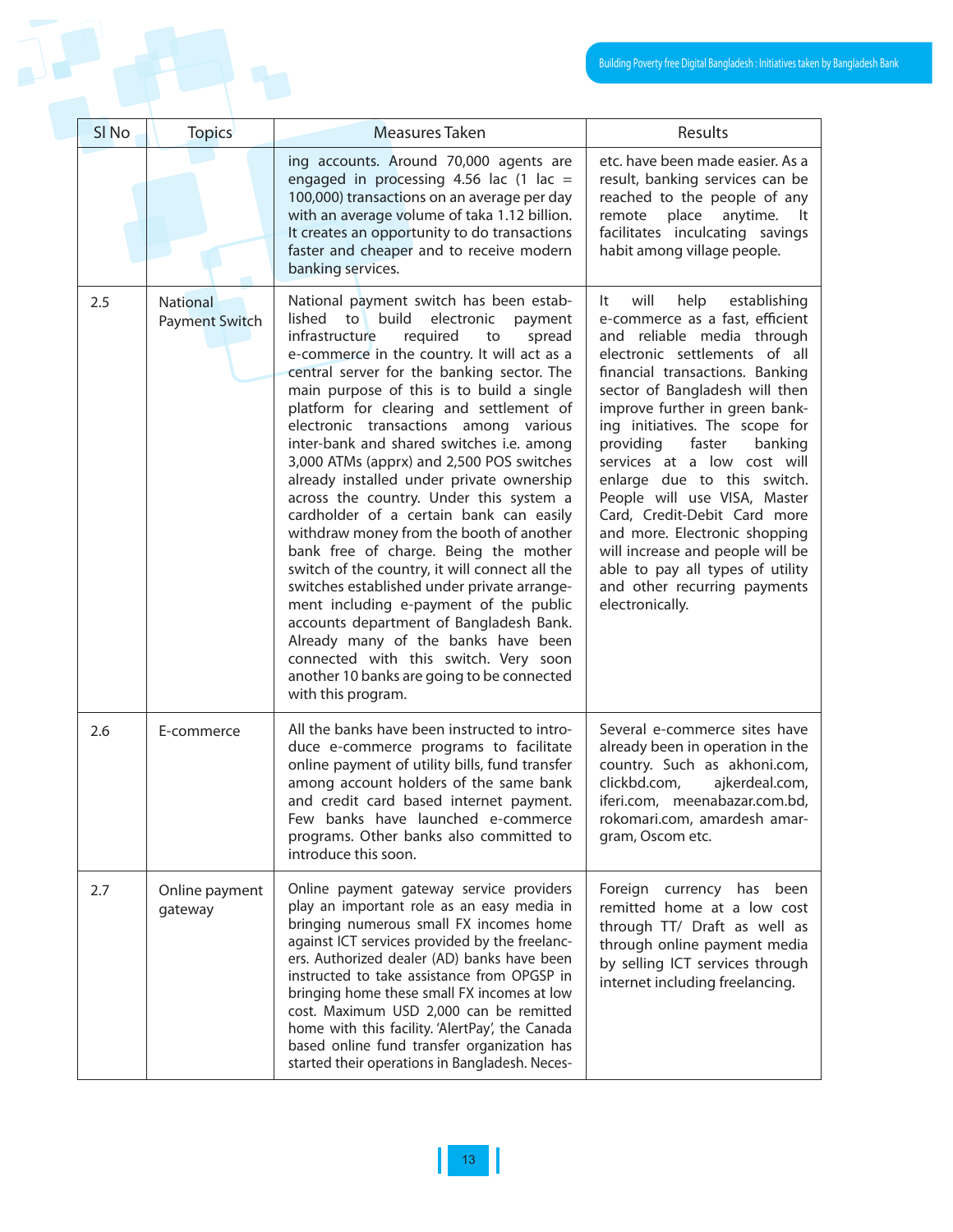| Sl No | Topics | Measures Taken | Results |
|---|---|---|---|
| | | ing accounts. Around 70,000 agents are engaged in processing 4.56 lac (1 lac = 100,000) transactions on an average per day with an average volume of taka 1.12 billion. It creates an opportunity to do transactions faster and cheaper and to receive modern banking services. | etc. have been made easier. As a result, banking services can be reached to the people of any remote place anytime. It facilitates inculcating savings habit among village people. |
| 2.5 | National Payment Switch | National payment switch has been established to build electronic payment infrastructure required to spread e-commerce in the country. It will act as a central server for the banking sector. The main purpose of this is to build a single platform for clearing and settlement of electronic transactions among various inter-bank and shared switches i.e. among 3,000 ATMs (apprx) and 2,500 POS switches already installed under private ownership across the country. Under this system a cardholder of a certain bank can easily withdraw money from the booth of another bank free of charge. Being the mother switch of the country, it will connect all the switches established under private arrangement including e-payment of the public accounts department of Bangladesh Bank. Already many of the banks have been connected with this switch. Very soon another 10 banks are going to be connected with this program. | It will help establishing e-commerce as a fast, efficient and reliable media through electronic settlements of all financial transactions. Banking sector of Bangladesh will then improve further in green banking initiatives. The scope for providing faster banking services at a low cost will enlarge due to this switch. People will use VISA, Master Card, Credit-Debit Card more and more. Electronic shopping will increase and people will be able to pay all types of utility and other recurring payments electronically. |
| 2.6 | E-commerce | All the banks have been instructed to introduce e-commerce programs to facilitate online payment of utility bills, fund transfer among account holders of the same bank and credit card based internet payment. Few banks have launched e-commerce programs. Other banks also committed to introduce this soon. | Several e-commerce sites have already been in operation in the country. Such as akhoni.com, clickbd.com, ajkerdeal.com, iferi.com, meenabazar.com.bd, rokomari.com, amardesh amargram, Oscom etc. |
| 2.7 | Online payment gateway | Online payment gateway service providers play an important role as an easy media in bringing numerous small FX incomes home against ICT services provided by the freelancers. Authorized dealer (AD) banks have been instructed to take assistance from OPGSP in bringing home these small FX incomes at low cost. Maximum USD 2,000 can be remitted home with this facility. 'AlertPay', the Canada based online fund transfer organization has started their operations in Bangladesh. Neces- | Foreign currency has been remitted home at a low cost through TT/ Draft as well as through online payment media by selling ICT services through internet including freelancing. |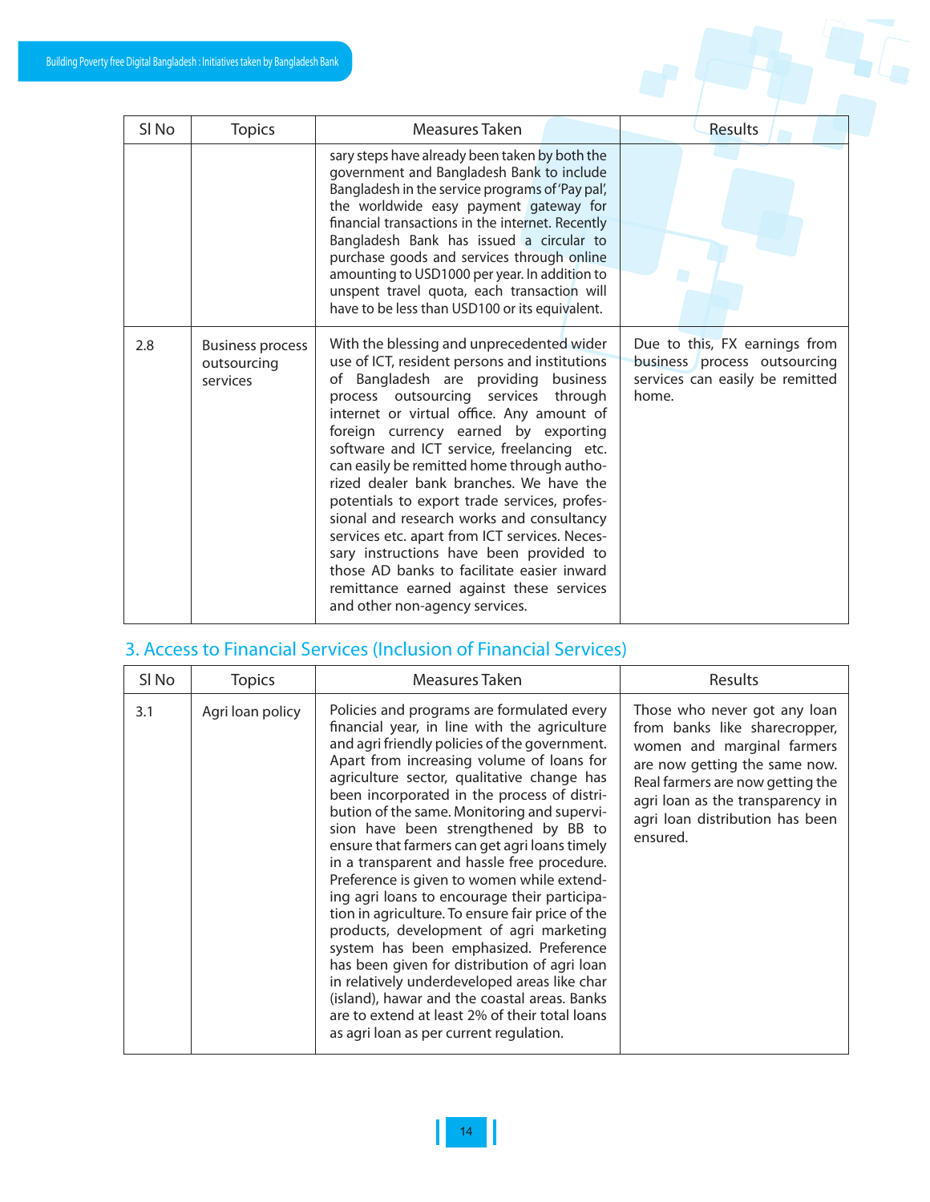| Sl No | Topics | Measures Taken | Results |
|---|---|---|---|
| | | sary steps have already been taken by both the government and Bangladesh Bank to include Bangladesh in the service programs of 'Pay pal', the worldwide easy payment gateway for financial transactions in the internet. Recently Bangladesh Bank has issued a circular to purchase goods and services through online amounting to USD1000 per year. In addition to unspent travel quota, each transaction will have to be less than USD100 or its equivalent. | |
| 2.8 | Business process outsourcing services | With the blessing and unprecedented wider use of ICT, resident persons and institutions of Bangladesh are providing business process outsourcing services through internet or virtual office. Any amount of foreign currency earned by exporting software and ICT service, freelancing etc. can easily be remitted home through authorized dealer bank branches. We have the potentials to export trade services, professional and research works and consultancy services etc. apart from ICT services. Necessary instructions have been provided to those AD banks to facilitate easier inward remittance earned against these services and other non-agency services. | Due to this, FX earnings from business process outsourcing services can easily be remitted home. |

## 3. Access to Financial Services (Inclusion of Financial Services)

| Sl No | Topics | Measures Taken | Results |
|---|---|---|---|
| 3.1 | Agri loan policy | Policies and programs are formulated every financial year, in line with the agriculture and agri friendly policies of the government. Apart from increasing volume of loans for agriculture sector, qualitative change has been incorporated in the process of distribution of the same. Monitoring and supervision have been strengthened by BB to ensure that farmers can get agri loans timely in a transparent and hassle free procedure. Preference is given to women while extending agri loans to encourage their participation in agriculture. To ensure fair price of the products, development of agri marketing system has been emphasized. Preference has been given for distribution of agri loan in relatively underdeveloped areas like char (island), hawar and the coastal areas. Banks are to extend at least 2% of their total loans as agri loan as per current regulation. | Those who never got any loan from banks like sharecropper, women and marginal farmers are now getting the same now. Real farmers are now getting the agri loan as the transparency in agri loan distribution has been ensured. |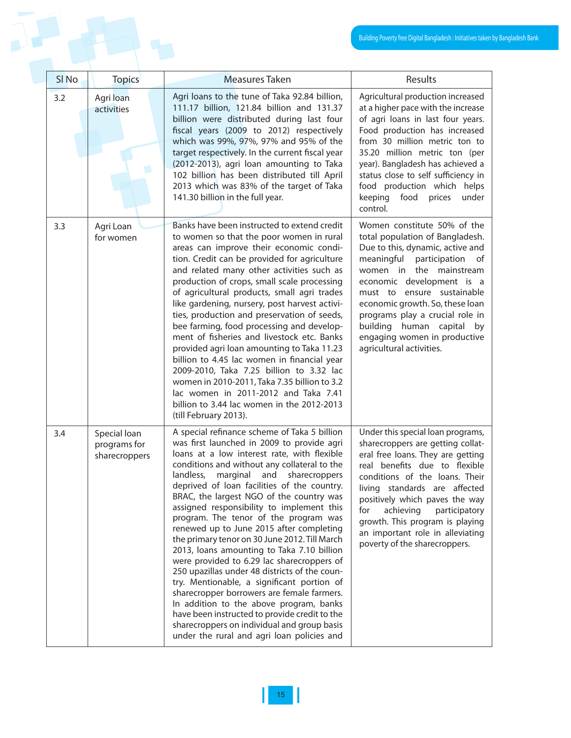| Sl No | Topics | Measures Taken | Results |
|---|---|---|---|
| 3.2 | Agri loan activities | Agri loans to the tune of Taka 92.84 billion, 111.17 billion, 121.84 billion and 131.37 billion were distributed during last four fiscal years (2009 to 2012) respectively which was 99%, 97%, 97% and 95% of the target respectively. In the current fiscal year (2012-2013), agri loan amounting to Taka 102 billion has been distributed till April 2013 which was 83% of the target of Taka 141.30 billion in the full year. | Agricultural production increased at a higher pace with the increase of agri loans in last four years. Food production has increased from 30 million metric ton to 35.20 million metric ton (per year). Bangladesh has achieved a status close to self sufficiency in food production which helps keeping food prices under control. |
| 3.3 | Agri Loan for women | Banks have been instructed to extend credit to women so that the poor women in rural areas can improve their economic condition. Credit can be provided for agriculture and related many other activities such as production of crops, small scale processing of agricultural products, small agri trades like gardening, nursery, post harvest activities, production and preservation of seeds, bee farming, food processing and development of fisheries and livestock etc. Banks provided agri loan amounting to Taka 11.23 billion to 4.45 lac women in financial year 2009-2010, Taka 7.25 billion to 3.32 lac women in 2010-2011, Taka 7.35 billion to 3.2 lac women in 2011-2012 and Taka 7.41 billion to 3.44 lac women in the 2012-2013 (till February 2013). | Women constitute 50% of the total population of Bangladesh. Due to this, dynamic, active and meaningful participation of women in the mainstream economic development is a must to ensure sustainable economic growth. So, these loan programs play a crucial role in building human capital by engaging women in productive agricultural activities. |
| 3.4 | Special loan programs for sharecroppers | A special refinance scheme of Taka 5 billion was first launched in 2009 to provide agri loans at a low interest rate, with flexible conditions and without any collateral to the landless, marginal and sharecroppers deprived of loan facilities of the country. BRAC, the largest NGO of the country was assigned responsibility to implement this program. The tenor of the program was renewed up to June 2015 after completing the primary tenor on 30 June 2012. Till March 2013, loans amounting to Taka 7.10 billion were provided to 6.29 lac sharecroppers of 250 upazillas under 48 districts of the country. Mentionable, a significant portion of sharecropper borrowers are female farmers. In addition to the above program, banks have been instructed to provide credit to the sharecroppers on individual and group basis under the rural and agri loan policies and | Under this special loan programs, sharecroppers are getting collateral free loans. They are getting real benefits due to flexible conditions of the loans. Their living standards are affected positively which paves the way for achieving participatory growth. This program is playing an important role in alleviating poverty of the sharecroppers. |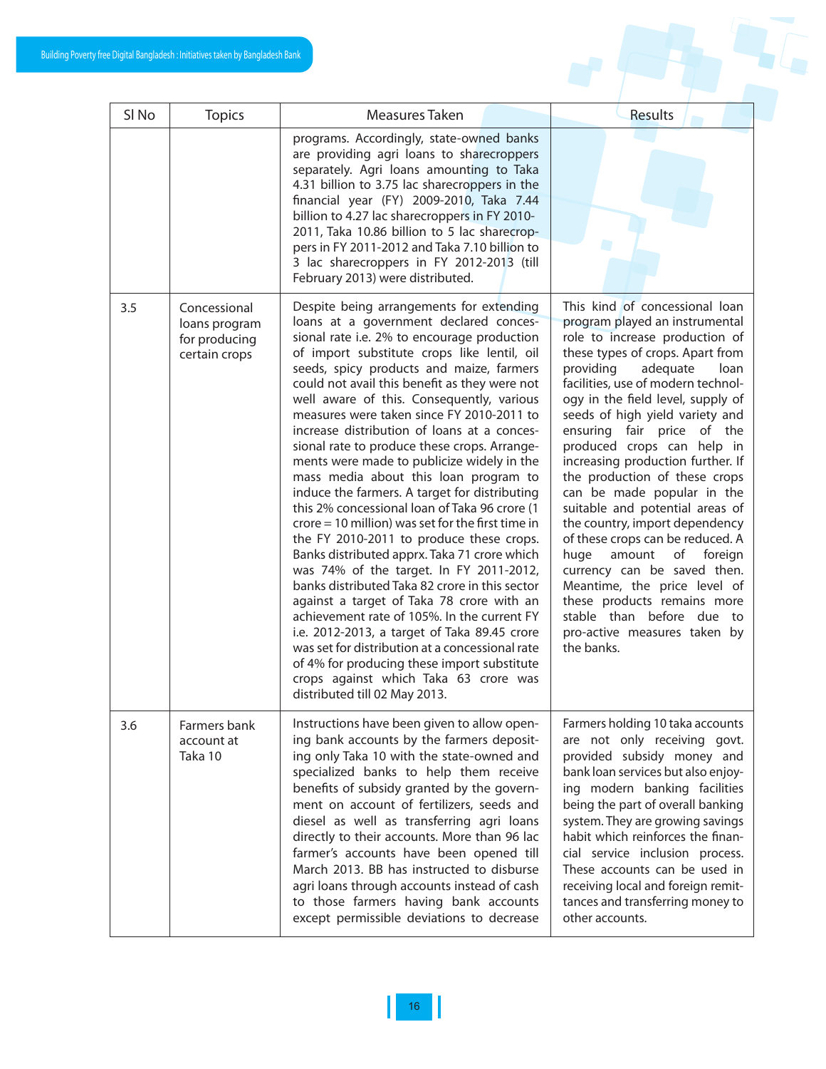| Sl No | Topics | Measures Taken | Results |
|---|---|---|---|
| | | programs. Accordingly, state-owned banks are providing agri loans to sharecroppers separately. Agri loans amounting to Taka 4.31 billion to 3.75 lac sharecroppers in the financial year (FY) 2009-2010, Taka 7.44 billion to 4.27 lac sharecroppers in FY 2010-2011, Taka 10.86 billion to 5 lac sharecroppers in FY 2011-2012 and Taka 7.10 billion to 3 lac sharecroppers in FY 2012-2013 (till February 2013) were distributed. | |
| 3.5 | Concessional loans program for producing certain crops | Despite being arrangements for extending loans at a government declared concessional rate i.e. 2% to encourage production of import substitute crops like lentil, oil seeds, spicy products and maize, farmers could not avail this benefit as they were not well aware of this. Consequently, various measures were taken since FY 2010-2011 to increase distribution of loans at a concessional rate to produce these crops. Arrangements were made to publicize widely in the mass media about this loan program to induce the farmers. A target for distributing this 2% concessional loan of Taka 96 crore (1 crore = 10 million) was set for the first time in the FY 2010-2011 to produce these crops. Banks distributed apprx. Taka 71 crore which was 74% of the target. In FY 2011-2012, banks distributed Taka 82 crore in this sector against a target of Taka 78 crore with an achievement rate of 105%. In the current FY i.e. 2012-2013, a target of Taka 89.45 crore was set for distribution at a concessional rate of 4% for producing these import substitute crops against which Taka 63 crore was distributed till 02 May 2013. | This kind of concessional loan program played an instrumental role to increase production of these types of crops. Apart from providing adequate loan facilities, use of modern technology in the field level, supply of seeds of high yield variety and ensuring fair price of the produced crops can help in increasing production further. If the production of these crops can be made popular in the suitable and potential areas of the country, import dependency of these crops can be reduced. A huge amount of foreign currency can be saved then. Meantime, the price level of these products remains more stable than before due to pro-active measures taken by the banks. |
| 3.6 | Farmers bank account at Taka 10 | Instructions have been given to allow opening bank accounts by the farmers depositing only Taka 10 with the state-owned and specialized banks to help them receive benefits of subsidy granted by the government on account of fertilizers, seeds and diesel as well as transferring agri loans directly to their accounts. More than 96 lac farmer's accounts have been opened till March 2013. BB has instructed to disburse agri loans through accounts instead of cash to those farmers having bank accounts except permissible deviations to decrease | Farmers holding 10 taka accounts are not only receiving govt. provided subsidy money and bank loan services but also enjoying modern banking facilities being the part of overall banking system. They are growing savings habit which reinforces the financial service inclusion process. These accounts can be used in receiving local and foreign remittances and transferring money to other accounts. |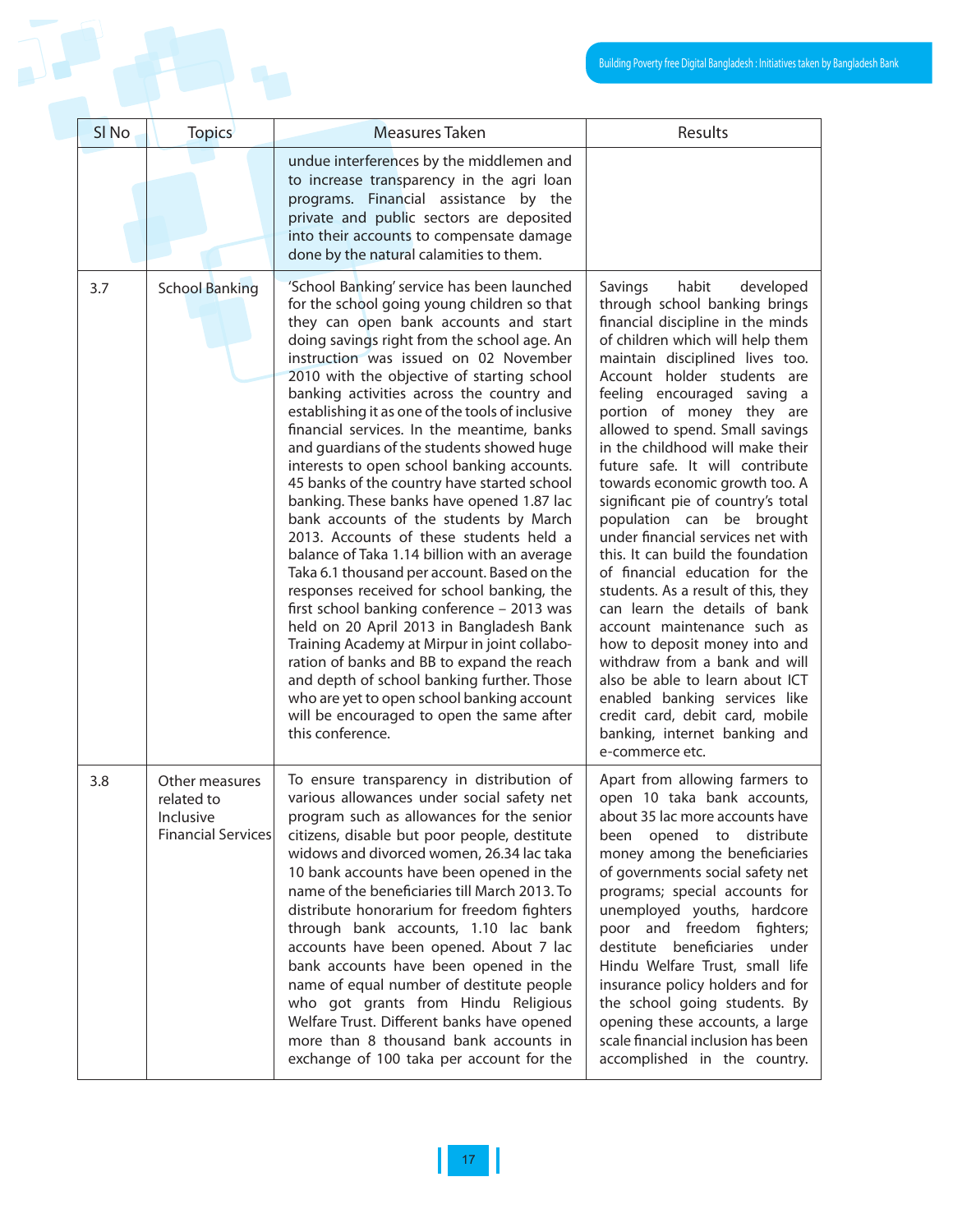| Sl No | Topics | Measures Taken | Results |
|---|---|---|---|
| | | undue interferences by the middlemen and to increase transparency in the agri loan programs. Financial assistance by the private and public sectors are deposited into their accounts to compensate damage done by the natural calamities to them. | |
| 3.7 | School Banking | 'School Banking' service has been launched for the school going young children so that they can open bank accounts and start doing savings right from the school age. An instruction was issued on 02 November 2010 with the objective of starting school banking activities across the country and establishing it as one of the tools of inclusive financial services. In the meantime, banks and guardians of the students showed huge interests to open school banking accounts. 45 banks of the country have started school banking. These banks have opened 1.87 lac bank accounts of the students by March 2013. Accounts of these students held a balance of Taka 1.14 billion with an average Taka 6.1 thousand per account. Based on the responses received for school banking, the first school banking conference – 2013 was held on 20 April 2013 in Bangladesh Bank Training Academy at Mirpur in joint collaboration of banks and BB to expand the reach and depth of school banking further. Those who are yet to open school banking account will be encouraged to open the same after this conference. | Savings habit developed through school banking brings financial discipline in the minds of children which will help them maintain disciplined lives too. Account holder students are feeling encouraged saving a portion of money they are allowed to spend. Small savings in the childhood will make their future safe. It will contribute towards economic growth too. A significant pie of country's total population can be brought under financial services net with this. It can build the foundation of financial education for the students. As a result of this, they can learn the details of bank account maintenance such as how to deposit money into and withdraw from a bank and will also be able to learn about ICT enabled banking services like credit card, debit card, mobile banking, internet banking and e-commerce etc. |
| 3.8 | Other measures related to Inclusive Financial Services | To ensure transparency in distribution of various allowances under social safety net program such as allowances for the senior citizens, disable but poor people, destitute widows and divorced women, 26.34 lac taka 10 bank accounts have been opened in the name of the beneficiaries till March 2013. To distribute honorarium for freedom fighters through bank accounts, 1.10 lac bank accounts have been opened. About 7 lac bank accounts have been opened in the name of equal number of destitute people who got grants from Hindu Religious Welfare Trust. Different banks have opened more than 8 thousand bank accounts in exchange of 100 taka per account for the | Apart from allowing farmers to open 10 taka bank accounts, about 35 lac more accounts have been opened to distribute money among the beneficiaries of governments social safety net programs; special accounts for unemployed youths, hardcore poor and freedom fighters; destitute beneficiaries under Hindu Welfare Trust, small life insurance policy holders and for the school going students. By opening these accounts, a large scale financial inclusion has been accomplished in the country. |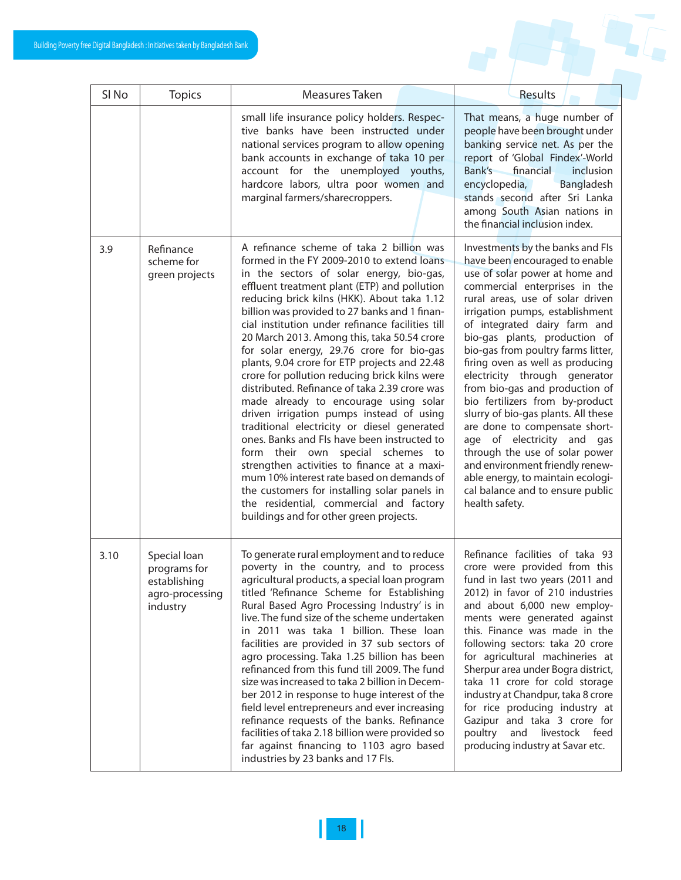| Sl No | Topics | Measures Taken | Results |
|---|---|---|---|
| | | small life insurance policy holders. Respective banks have been instructed under national services program to allow opening bank accounts in exchange of taka 10 per account for the unemployed youths, hardcore labors, ultra poor women and marginal farmers/sharecroppers. | That means, a huge number of people have been brought under banking service net. As per the report of 'Global Findex'-World Bank's financial inclusion encyclopedia, Bangladesh stands second after Sri Lanka among South Asian nations in the financial inclusion index. |
| 3.9 | Refinance scheme for green projects | A refinance scheme of taka 2 billion was formed in the FY 2009-2010 to extend loans in the sectors of solar energy, bio-gas, effluent treatment plant (ETP) and pollution reducing brick kilns (HKK). About taka 1.12 billion was provided to 27 banks and 1 financial institution under refinance facilities till 20 March 2013. Among this, taka 50.54 crore for solar energy, 29.76 crore for bio-gas plants, 9.04 crore for ETP projects and 22.48 crore for pollution reducing brick kilns were distributed. Refinance of taka 2.39 crore was made already to encourage using solar driven irrigation pumps instead of using traditional electricity or diesel generated ones. Banks and FIs have been instructed to form their own special schemes to strengthen activities to finance at a maximum 10% interest rate based on demands of the customers for installing solar panels in the residential, commercial and factory buildings and for other green projects. | Investments by the banks and FIs have been encouraged to enable use of solar power at home and commercial enterprises in the rural areas, use of solar driven irrigation pumps, establishment of integrated dairy farm and bio-gas plants, production of bio-gas from poultry farms litter, firing oven as well as producing electricity through generator from bio-gas and production of bio fertilizers from by-product slurry of bio-gas plants. All these are done to compensate shortage of electricity and gas through the use of solar power and environment friendly renewable energy, to maintain ecological balance and to ensure public health safety. |
| 3.10 | Special loan programs for establishing agro-processing industry | To generate rural employment and to reduce poverty in the country, and to process agricultural products, a special loan program titled 'Refinance Scheme for Establishing Rural Based Agro Processing Industry' is in live. The fund size of the scheme undertaken in 2011 was taka 1 billion. These loan facilities are provided in 37 sub sectors of agro processing. Taka 1.25 billion has been refinanced from this fund till 2009. The fund size was increased to taka 2 billion in December 2012 in response to huge interest of the field level entrepreneurs and ever increasing refinance requests of the banks. Refinance facilities of taka 2.18 billion were provided so far against financing to 1103 agro based industries by 23 banks and 17 FIs. | Refinance facilities of taka 93 crore were provided from this fund in last two years (2011 and 2012) in favor of 210 industries and about 6,000 new employments were generated against this. Finance was made in the following sectors: taka 20 crore for agricultural machineries at Sherpur area under Bogra district, taka 11 crore for cold storage industry at Chandpur, taka 8 crore for rice producing industry at Gazipur and taka 3 crore for poultry and livestock feed producing industry at Savar etc. |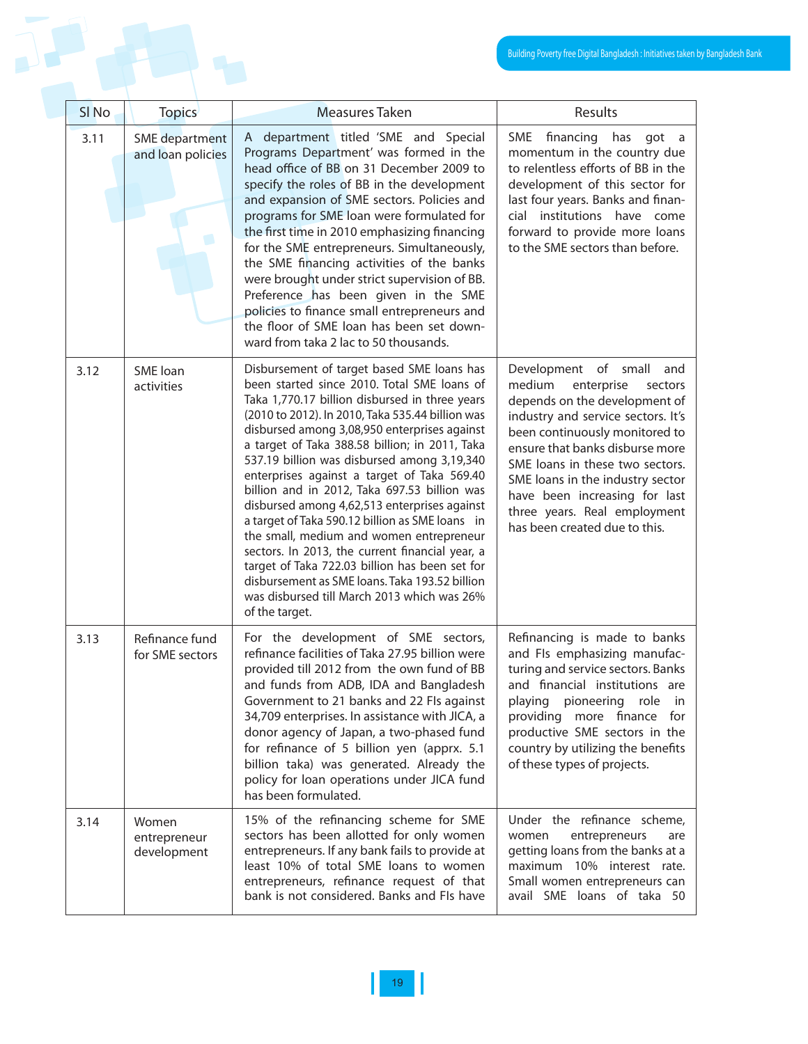| Sl No | Topics | Measures Taken | Results |
|---|---|---|---|
| 3.11 | SME department and loan policies | A department titled 'SME and Special Programs Department' was formed in the head office of BB on 31 December 2009 to specify the roles of BB in the development and expansion of SME sectors. Policies and programs for SME loan were formulated for the first time in 2010 emphasizing financing for the SME entrepreneurs. Simultaneously, the SME financing activities of the banks were brought under strict supervision of BB. Preference has been given in the SME policies to finance small entrepreneurs and the floor of SME loan has been set downward from taka 2 lac to 50 thousands. | SME financing has got a momentum in the country due to relentless efforts of BB in the development of this sector for last four years. Banks and financial institutions have come forward to provide more loans to the SME sectors than before. |
| 3.12 | SME loan activities | Disbursement of target based SME loans has been started since 2010. Total SME loans of Taka 1,770.17 billion disbursed in three years (2010 to 2012). In 2010, Taka 535.44 billion was disbursed among 3,08,950 enterprises against a target of Taka 388.58 billion; in 2011, Taka 537.19 billion was disbursed among 3,19,340 enterprises against a target of Taka 569.40 billion and in 2012, Taka 697.53 billion was disbursed among 4,62,513 enterprises against a target of Taka 590.12 billion as SME loans in the small, medium and women entrepreneur sectors. In 2013, the current financial year, a target of Taka 722.03 billion has been set for disbursement as SME loans. Taka 193.52 billion was disbursed till March 2013 which was 26% of the target. | Development of small and medium enterprise sectors depends on the development of industry and service sectors. It's been continuously monitored to ensure that banks disburse more SME loans in these two sectors. SME loans in the industry sector have been increasing for last three years. Real employment has been created due to this. |
| 3.13 | Refinance fund for SME sectors | For the development of SME sectors, refinance facilities of Taka 27.95 billion were provided till 2012 from the own fund of BB and funds from ADB, IDA and Bangladesh Government to 21 banks and 22 FIs against 34,709 enterprises. In assistance with JICA, a donor agency of Japan, a two-phased fund for refinance of 5 billion yen (apprx. 5.1 billion taka) was generated. Already the policy for loan operations under JICA fund has been formulated. | Refinancing is made to banks and FIs emphasizing manufacturing and service sectors. Banks and financial institutions are playing pioneering role in providing more finance for productive SME sectors in the country by utilizing the benefits of these types of projects. |
| 3.14 | Women entrepreneur development | 15% of the refinancing scheme for SME sectors has been allotted for only women entrepreneurs. If any bank fails to provide at least 10% of total SME loans to women entrepreneurs, refinance request of that bank is not considered. Banks and FIs have | Under the refinance scheme, women entrepreneurs are getting loans from the banks at a maximum 10% interest rate. Small women entrepreneurs can avail SME loans of taka 50 |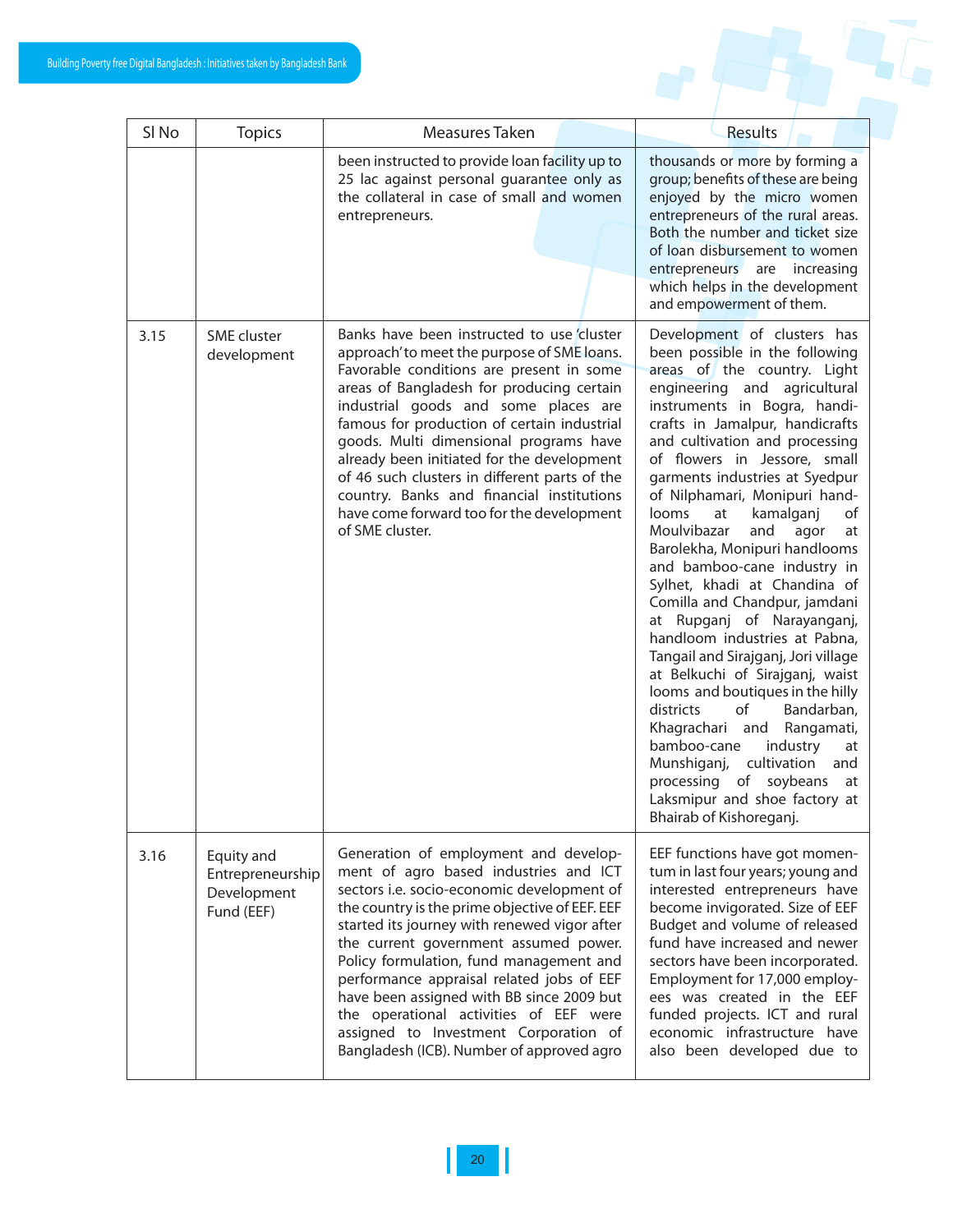| Sl No | Topics | Measures Taken | Results |
|---|---|---|---|
| | | been instructed to provide loan facility up to 25 lac against personal guarantee only as the collateral in case of small and women entrepreneurs. | thousands or more by forming a group; benefits of these are being enjoyed by the micro women entrepreneurs of the rural areas. Both the number and ticket size of loan disbursement to women entrepreneurs are increasing which helps in the development and empowerment of them. |
| 3.15 | SME cluster development | Banks have been instructed to use 'cluster approach' to meet the purpose of SME loans. Favorable conditions are present in some areas of Bangladesh for producing certain industrial goods and some places are famous for production of certain industrial goods. Multi dimensional programs have already been initiated for the development of 46 such clusters in different parts of the country. Banks and financial institutions have come forward too for the development of SME cluster. | Development of clusters has been possible in the following areas of the country. Light engineering and agricultural instruments in Bogra, handicrafts in Jamalpur, handicrafts and cultivation and processing of flowers in Jessore, small garments industries at Syedpur of Nilphamari, Monipuri handlooms at kamalganj of Moulvibazar and agor at Barolekha, Monipuri handlooms and bamboo-cane industry in Sylhet, khadi at Chandina of Comilla and Chandpur, jamdani at Rupganj of Narayanganj, handloom industries at Pabna, Tangail and Sirajganj, Jori village at Belkuchi of Sirajganj, waist looms and boutiques in the hilly districts of Bandarban, Khagrachari and Rangamati, bamboo-cane industry at Munshiganj, cultivation and processing of soybeans at Laksmipur and shoe factory at Bhairab of Kishoreganj. |
| 3.16 | Equity and Entrepreneurship Development Fund (EEF) | Generation of employment and development of agro based industries and ICT sectors i.e. socio-economic development of the country is the prime objective of EEF. EEF started its journey with renewed vigor after the current government assumed power. Policy formulation, fund management and performance appraisal related jobs of EEF have been assigned with BB since 2009 but the operational activities of EEF were assigned to Investment Corporation of Bangladesh (ICB). Number of approved agro | EEF functions have got momentum in last four years; young and interested entrepreneurs have become invigorated. Size of EEF Budget and volume of released fund have increased and newer sectors have been incorporated. Employment for 17,000 employees was created in the EEF funded projects. ICT and rural economic infrastructure have also been developed due to |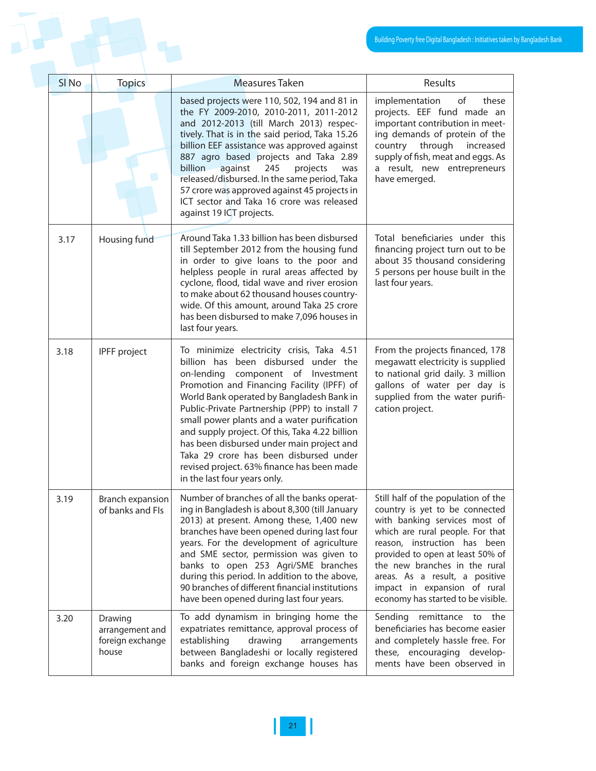| Sl No | Topics | Measures Taken | Results |
|---|---|---|---|
| | | based projects were 110, 502, 194 and 81 in the FY 2009-2010, 2010-2011, 2011-2012 and 2012-2013 (till March 2013) respectively. That is in the said period, Taka 15.26 billion EEF assistance was approved against 887 agro based projects and Taka 2.89 billion against 245 projects was released/disbursed. In the same period, Taka 57 crore was approved against 45 projects in ICT sector and Taka 16 crore was released against 19 ICT projects. | implementation of these projects. EEF fund made an important contribution in meeting demands of protein of the country through increased supply of fish, meat and eggs. As a result, new entrepreneurs have emerged. |
| 3.17 | Housing fund | Around Taka 1.33 billion has been disbursed till September 2012 from the housing fund in order to give loans to the poor and helpless people in rural areas affected by cyclone, flood, tidal wave and river erosion to make about 62 thousand houses countrywide. Of this amount, around Taka 25 crore has been disbursed to make 7,096 houses in last four years. | Total beneficiaries under this financing project turn out to be about 35 thousand considering 5 persons per house built in the last four years. |
| 3.18 | IPFF project | To minimize electricity crisis, Taka 4.51 billion has been disbursed under the on-lending component of Investment Promotion and Financing Facility (IPFF) of World Bank operated by Bangladesh Bank in Public-Private Partnership (PPP) to install 7 small power plants and a water purification and supply project. Of this, Taka 4.22 billion has been disbursed under main project and Taka 29 crore has been disbursed under revised project. 63% finance has been made in the last four years only. | From the projects financed, 178 megawatt electricity is supplied to national grid daily. 3 million gallons of water per day is supplied from the water purification project. |
| 3.19 | Branch expansion of banks and FIs | Number of branches of all the banks operating in Bangladesh is about 8,300 (till January 2013) at present. Among these, 1,400 new branches have been opened during last four years. For the development of agriculture and SME sector, permission was given to banks to open 253 Agri/SME branches during this period. In addition to the above, 90 branches of different financial institutions have been opened during last four years. | Still half of the population of the country is yet to be connected with banking services most of which are rural people. For that reason, instruction has been provided to open at least 50% of the new branches in the rural areas. As a result, a positive impact in expansion of rural economy has started to be visible. |
| 3.20 | Drawing arrangement and foreign exchange house | To add dynamism in bringing home the expatriates remittance, approval process of establishing drawing arrangements between Bangladeshi or locally registered banks and foreign exchange houses has | Sending remittance to the beneficiaries has become easier and completely hassle free. For these, encouraging developments have been observed in |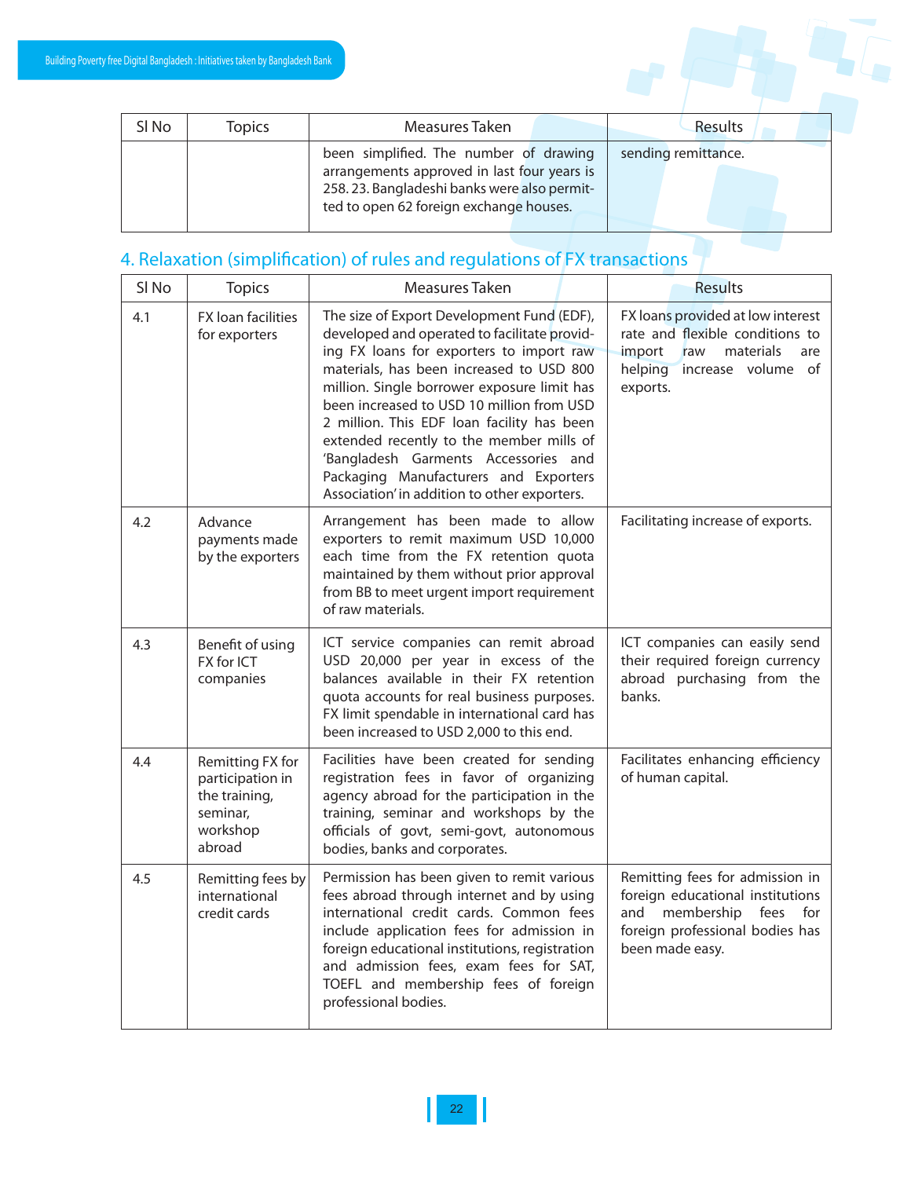| Sl No | Topics | Measures Taken | Results |
|---|---|---|---|
| | | been simplified. The number of drawing arrangements approved in last four years is 258. 23. Bangladeshi banks were also permitted to open 62 foreign exchange houses. | sending remittance. |

## 4. Relaxation (simplification) of rules and regulations of FX transactions

| Sl No | Topics | Measures Taken | Results |
|---|---|---|---|
| 4.1 | FX loan facilities for exporters | The size of Export Development Fund (EDF), developed and operated to facilitate providing FX loans for exporters to import raw materials, has been increased to USD 800 million. Single borrower exposure limit has been increased to USD 10 million from USD 2 million. This EDF loan facility has been extended recently to the member mills of 'Bangladesh Garments Accessories and Packaging Manufacturers and Exporters Association' in addition to other exporters. | FX loans provided at low interest rate and flexible conditions to import raw materials are helping increase volume of exports. |
| 4.2 | Advance payments made by the exporters | Arrangement has been made to allow exporters to remit maximum USD 10,000 each time from the FX retention quota maintained by them without prior approval from BB to meet urgent import requirement of raw materials. | Facilitating increase of exports. |
| 4.3 | Benefit of using FX for ICT companies | ICT service companies can remit abroad USD 20,000 per year in excess of the balances available in their FX retention quota accounts for real business purposes. FX limit spendable in international card has been increased to USD 2,000 to this end. | ICT companies can easily send their required foreign currency abroad purchasing from the banks. |
| 4.4 | Remitting FX for participation in the training, seminar, workshop abroad | Facilities have been created for sending registration fees in favor of organizing agency abroad for the participation in the training, seminar and workshops by the officials of govt, semi-govt, autonomous bodies, banks and corporates. | Facilitates enhancing efficiency of human capital. |
| 4.5 | Remitting fees by international credit cards | Permission has been given to remit various fees abroad through internet and by using international credit cards. Common fees include application fees for admission in foreign educational institutions, registration and admission fees, exam fees for SAT, TOEFL and membership fees of foreign professional bodies. | Remitting fees for admission in foreign educational institutions and membership fees for foreign professional bodies has been made easy. |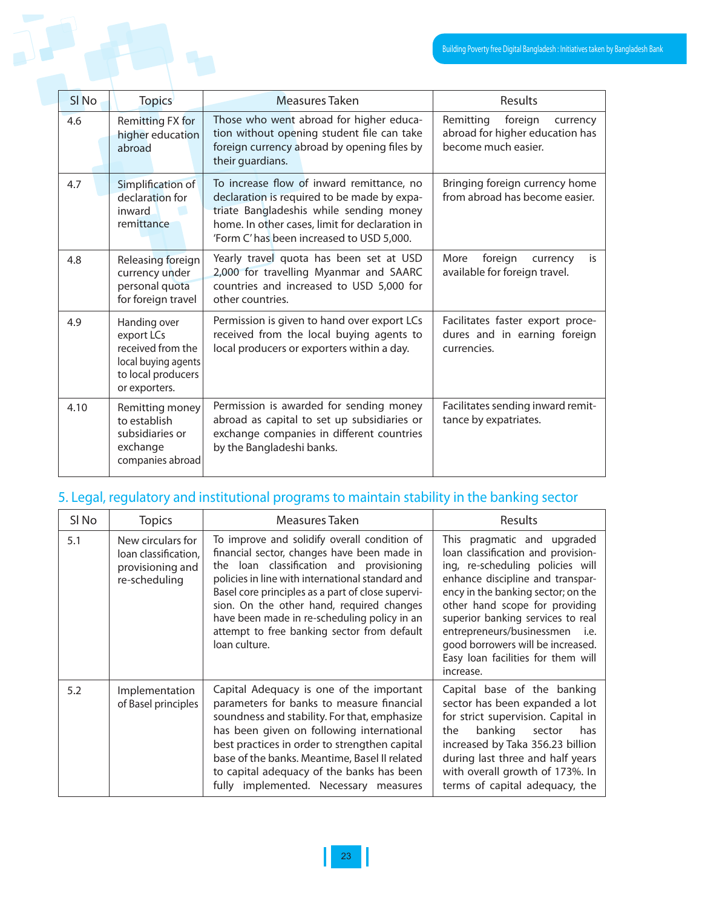| Sl No | Topics | Measures Taken | Results |
|---|---|---|---|
| 4.6 | Remitting FX for higher education abroad | Those who went abroad for higher education without opening student file can take foreign currency abroad by opening files by their guardians. | Remitting foreign currency abroad for higher education has become much easier. |
| 4.7 | Simplification of declaration for inward remittance | To increase flow of inward remittance, no declaration is required to be made by expatriate Bangladeshis while sending money home. In other cases, limit for declaration in 'Form C' has been increased to USD 5,000. | Bringing foreign currency home from abroad has become easier. |
| 4.8 | Releasing foreign currency under personal quota for foreign travel | Yearly travel quota has been set at USD 2,000 for travelling Myanmar and SAARC countries and increased to USD 5,000 for other countries. | More foreign currency is available for foreign travel. |
| 4.9 | Handing over export LCs received from the local buying agents to local producers or exporters. | Permission is given to hand over export LCs received from the local buying agents to local producers or exporters within a day. | Facilitates faster export procedures and in earning foreign currencies. |
| 4.10 | Remitting money to establish subsidiaries or exchange companies abroad | Permission is awarded for sending money abroad as capital to set up subsidiaries or exchange companies in different countries by the Bangladeshi banks. | Facilitates sending inward remittance by expatriates. |

## 5. Legal, regulatory and institutional programs to maintain stability in the banking sector

| Sl No | Topics | Measures Taken | Results |
|---|---|---|---|
| 5.1 | New circulars for loan classification, provisioning and re-scheduling | To improve and solidify overall condition of financial sector, changes have been made in the loan classification and provisioning policies in line with international standard and Basel core principles as a part of close supervision. On the other hand, required changes have been made in re-scheduling policy in an attempt to free banking sector from default loan culture. | This pragmatic and upgraded loan classification and provisioning, re-scheduling policies will enhance discipline and transparency in the banking sector; on the other hand scope for providing superior banking services to real entrepreneurs/businessmen i.e. good borrowers will be increased. Easy loan facilities for them will increase. |
| 5.2 | Implementation of Basel principles | Capital Adequacy is one of the important parameters for banks to measure financial soundness and stability. For that, emphasize has been given on following international best practices in order to strengthen capital base of the banks. Meantime, Basel II related to capital adequacy of the banks has been fully implemented. Necessary measures | Capital base of the banking sector has been expanded a lot for strict supervision. Capital in the banking sector has increased by Taka 356.23 billion during last three and half years with overall growth of 173%. In terms of capital adequacy, the |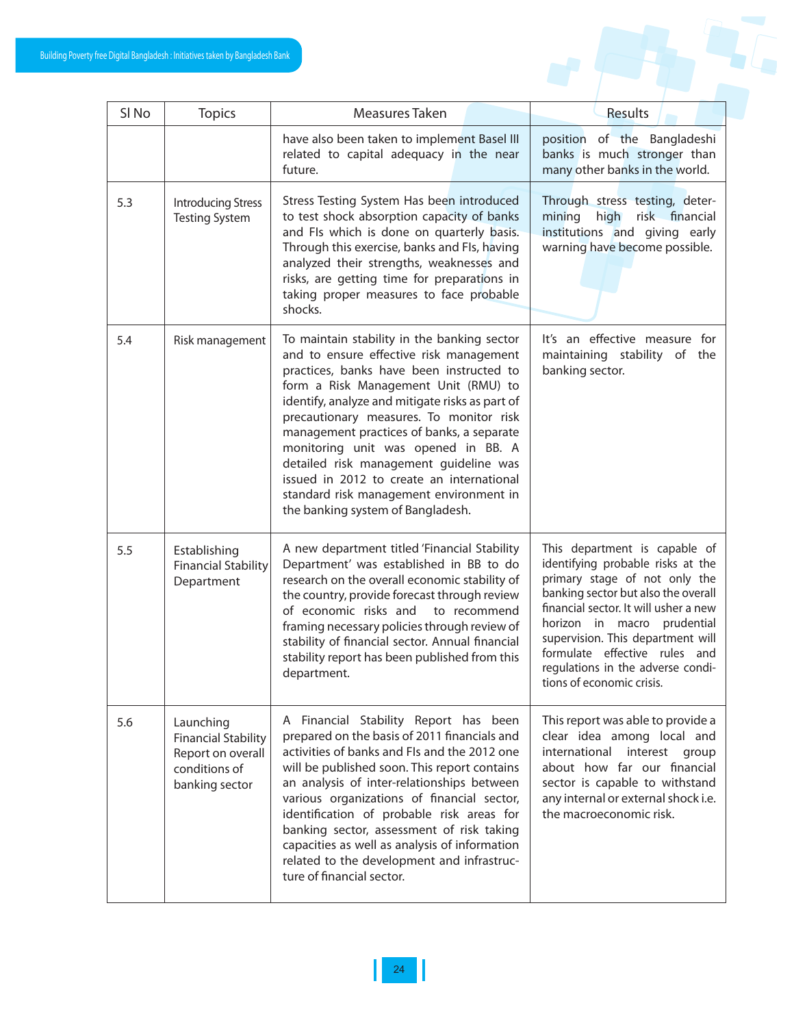| Sl No | Topics | Measures Taken | Results |
|---|---|---|---|
| | | have also been taken to implement Basel III related to capital adequacy in the near future. | position of the Bangladeshi banks is much stronger than many other banks in the world. |
| 5.3 | Introducing Stress Testing System | Stress Testing System Has been introduced to test shock absorption capacity of banks and FIs which is done on quarterly basis. Through this exercise, banks and FIs, having analyzed their strengths, weaknesses and risks, are getting time for preparations in taking proper measures to face probable shocks. | Through stress testing, determining high risk financial institutions and giving early warning have become possible. |
| 5.4 | Risk management | To maintain stability in the banking sector and to ensure effective risk management practices, banks have been instructed to form a Risk Management Unit (RMU) to identify, analyze and mitigate risks as part of precautionary measures. To monitor risk management practices of banks, a separate monitoring unit was opened in BB. A detailed risk management guideline was issued in 2012 to create an international standard risk management environment in the banking system of Bangladesh. | It's an effective measure for maintaining stability of the banking sector. |
| 5.5 | Establishing Financial Stability Department | A new department titled 'Financial Stability Department' was established in BB to do research on the overall economic stability of the country, provide forecast through review of economic risks and to recommend framing necessary policies through review of stability of financial sector. Annual financial stability report has been published from this department. | This department is capable of identifying probable risks at the primary stage of not only the banking sector but also the overall financial sector. It will usher a new horizon in macro prudential supervision. This department will formulate effective rules and regulations in the adverse conditions of economic crisis. |
| 5.6 | Launching Financial Stability Report on overall conditions of banking sector | A Financial Stability Report has been prepared on the basis of 2011 financials and activities of banks and FIs and the 2012 one will be published soon. This report contains an analysis of inter-relationships between various organizations of financial sector, identification of probable risk areas for banking sector, assessment of risk taking capacities as well as analysis of information related to the development and infrastructure of financial sector. | This report was able to provide a clear idea among local and international interest group about how far our financial sector is capable to withstand any internal or external shock i.e. the macroeconomic risk. |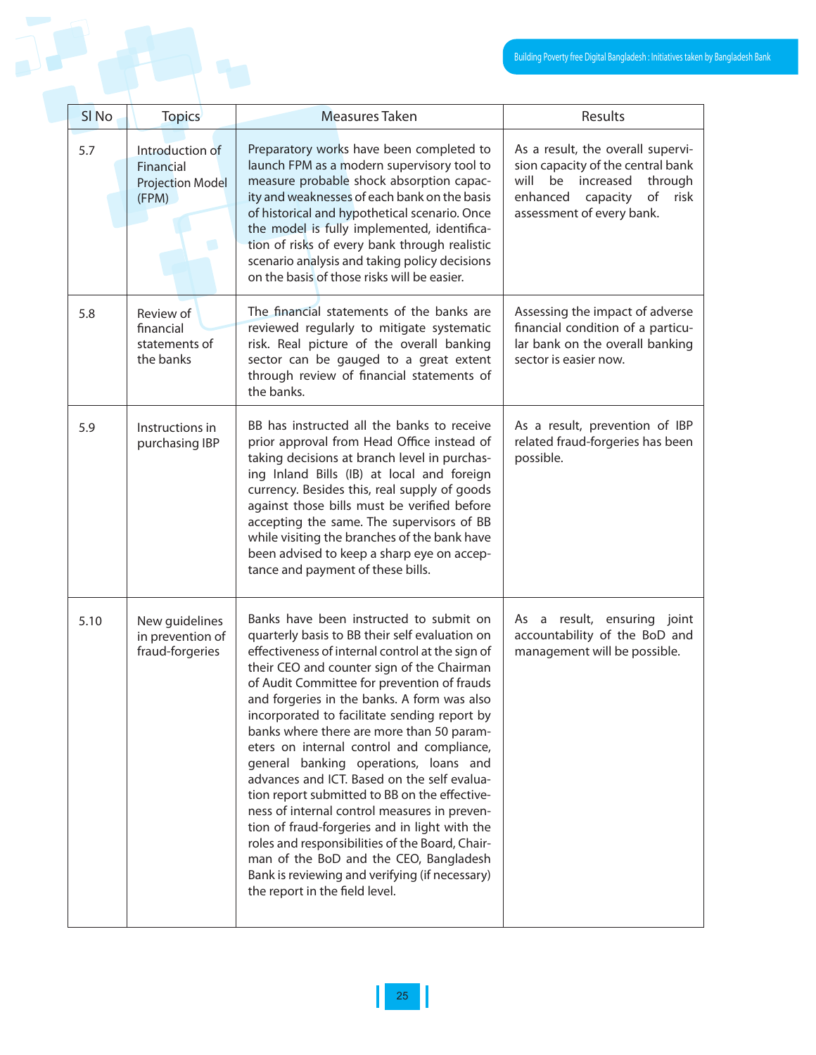| Sl No | Topics | Measures Taken | Results |
|---|---|---|---|
| 5.7 | Introduction of Financial Projection Model (FPM) | Preparatory works have been completed to launch FPM as a modern supervisory tool to measure probable shock absorption capacity and weaknesses of each bank on the basis of historical and hypothetical scenario. Once the model is fully implemented, identification of risks of every bank through realistic scenario analysis and taking policy decisions on the basis of those risks will be easier. | As a result, the overall supervision capacity of the central bank will be increased through enhanced capacity of risk assessment of every bank. |
| 5.8 | Review of financial statements of the banks | The financial statements of the banks are reviewed regularly to mitigate systematic risk. Real picture of the overall banking sector can be gauged to a great extent through review of financial statements of the banks. | Assessing the impact of adverse financial condition of a particular bank on the overall banking sector is easier now. |
| 5.9 | Instructions in purchasing IBP | BB has instructed all the banks to receive prior approval from Head Office instead of taking decisions at branch level in purchasing Inland Bills (IB) at local and foreign currency. Besides this, real supply of goods against those bills must be verified before accepting the same. The supervisors of BB while visiting the branches of the bank have been advised to keep a sharp eye on acceptance and payment of these bills. | As a result, prevention of IBP related fraud-forgeries has been possible. |
| 5.10 | New guidelines in prevention of fraud-forgeries | Banks have been instructed to submit on quarterly basis to BB their self evaluation on effectiveness of internal control at the sign of their CEO and counter sign of the Chairman of Audit Committee for prevention of frauds and forgeries in the banks. A form was also incorporated to facilitate sending report by banks where there are more than 50 parameters on internal control and compliance, general banking operations, loans and advances and ICT. Based on the self evaluation report submitted to BB on the effectiveness of internal control measures in prevention of fraud-forgeries and in light with the roles and responsibilities of the Board, Chairman of the BoD and the CEO, Bangladesh Bank is reviewing and verifying (if necessary) the report in the field level. | As a result, ensuring joint accountability of the BoD and management will be possible. |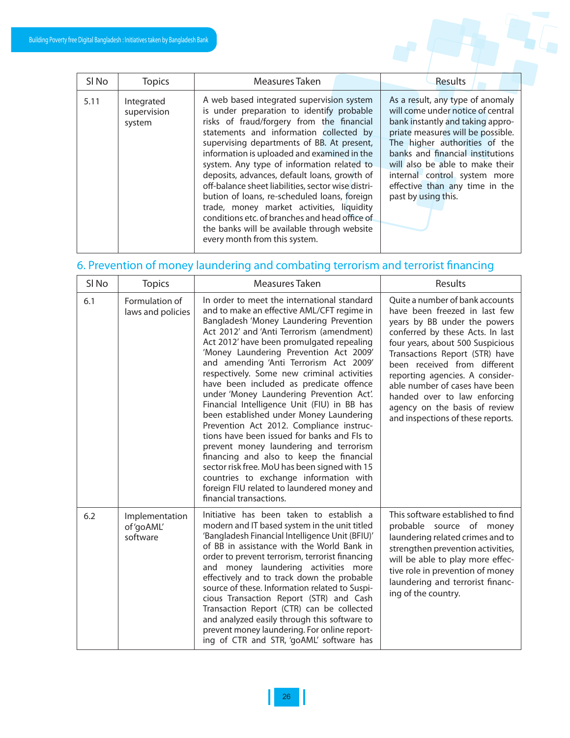| Sl No | Topics | Measures Taken | Results |
|---|---|---|---|
| 5.11 | Integrated supervision system | A web based integrated supervision system is under preparation to identify probable risks of fraud/forgery from the financial statements and information collected by supervising departments of BB. At present, information is uploaded and examined in the system. Any type of information related to deposits, advances, default loans, growth of off-balance sheet liabilities, sector wise distribution of loans, re-scheduled loans, foreign trade, money market activities, liquidity conditions etc. of branches and head office of the banks will be available through website every month from this system. | As a result, any type of anomaly will come under notice of central bank instantly and taking appropriate measures will be possible. The higher authorities of the banks and financial institutions will also be able to make their internal control system more effective than any time in the past by using this. |

## 6. Prevention of money laundering and combating terrorism and terrorist financing

| Sl No | Topics | Measures Taken | Results |
|---|---|---|---|
| 6.1 | Formulation of laws and policies | In order to meet the international standard and to make an effective AML/CFT regime in Bangladesh 'Money Laundering Prevention Act 2012' and 'Anti Terrorism (amendment) Act 2012' have been promulgated repealing 'Money Laundering Prevention Act 2009' and amending 'Anti Terrorism Act 2009' respectively. Some new criminal activities have been included as predicate offence under 'Money Laundering Prevention Act'. Financial Intelligence Unit (FIU) in BB has been established under Money Laundering Prevention Act 2012. Compliance instructions have been issued for banks and FIs to prevent money laundering and terrorism financing and also to keep the financial sector risk free. MoU has been signed with 15 countries to exchange information with foreign FIU related to laundered money and financial transactions. | Quite a number of bank accounts have been freezed in last few years by BB under the powers conferred by these Acts. In last four years, about 500 Suspicious Transactions Report (STR) have been received from different reporting agencies. A considerable number of cases have been handed over to law enforcing agency on the basis of review and inspections of these reports. |
| 6.2 | Implementation of 'goAML' software | Initiative has been taken to establish a modern and IT based system in the unit titled 'Bangladesh Financial Intelligence Unit (BFIU)' of BB in assistance with the World Bank in order to prevent terrorism, terrorist financing and money laundering activities more effectively and to track down the probable source of these. Information related to Suspicious Transaction Report (STR) and Cash Transaction Report (CTR) can be collected and analyzed easily through this software to prevent money laundering. For online reporting of CTR and STR, 'goAML' software has | This software established to find probable source of money laundering related crimes and to strengthen prevention activities, will be able to play more effective role in prevention of money laundering and terrorist financing of the country. |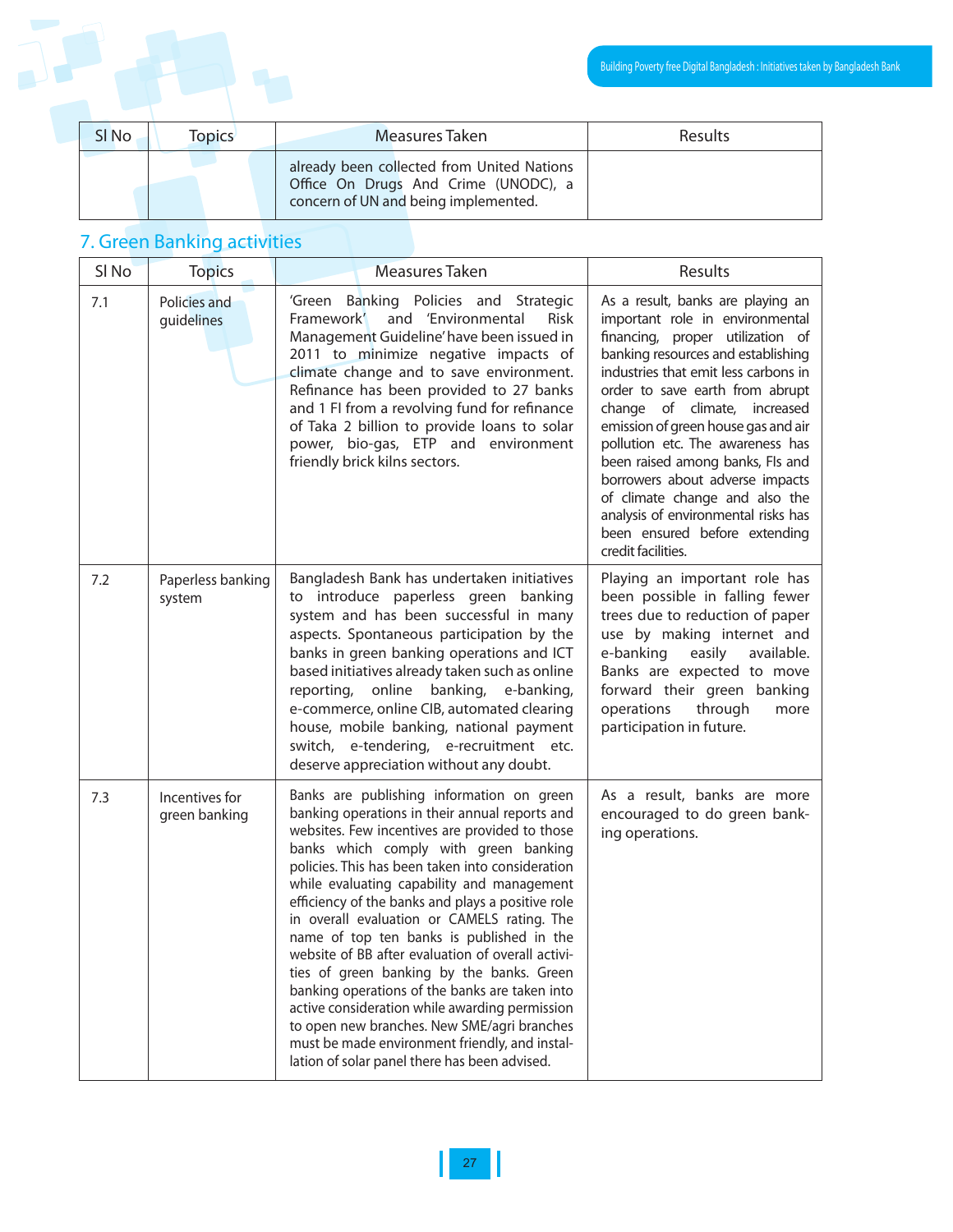| Sl No | Topics | Measures Taken | Results |
|---|---|---|---|
| | | already been collected from United Nations Office On Drugs And Crime (UNODC), a concern of UN and being implemented. | |

## 7. Green Banking activities

| Sl No | Topics | Measures Taken | Results |
|---|---|---|---|
| 7.1 | Policies and guidelines | 'Green Banking Policies and Strategic Framework' and 'Environmental Risk Management Guideline' have been issued in 2011 to minimize negative impacts of climate change and to save environment. Refinance has been provided to 27 banks and 1 FI from a revolving fund for refinance of Taka 2 billion to provide loans to solar power, bio-gas, ETP and environment friendly brick kilns sectors. | As a result, banks are playing an important role in environmental financing, proper utilization of banking resources and establishing industries that emit less carbons in order to save earth from abrupt change of climate, increased emission of green house gas and air pollution etc. The awareness has been raised among banks, FIs and borrowers about adverse impacts of climate change and also the analysis of environmental risks has been ensured before extending credit facilities. |
| 7.2 | Paperless banking system | Bangladesh Bank has undertaken initiatives to introduce paperless green banking system and has been successful in many aspects. Spontaneous participation by the banks in green banking operations and ICT based initiatives already taken such as online reporting, online banking, e-banking, e-commerce, online CIB, automated clearing house, mobile banking, national payment switch, e-tendering, e-recruitment etc. deserve appreciation without any doubt. | Playing an important role has been possible in falling fewer trees due to reduction of paper use by making internet and e-banking easily available. Banks are expected to move forward their green banking operations through more participation in future. |
| 7.3 | Incentives for green banking | Banks are publishing information on green banking operations in their annual reports and websites. Few incentives are provided to those banks which comply with green banking policies. This has been taken into consideration while evaluating capability and management efficiency of the banks and plays a positive role in overall evaluation or CAMELS rating. The name of top ten banks is published in the website of BB after evaluation of overall activities of green banking by the banks. Green banking operations of the banks are taken into active consideration while awarding permission to open new branches. New SME/agri branches must be made environment friendly, and installation of solar panel there has been advised. | As a result, banks are more encouraged to do green banking operations. |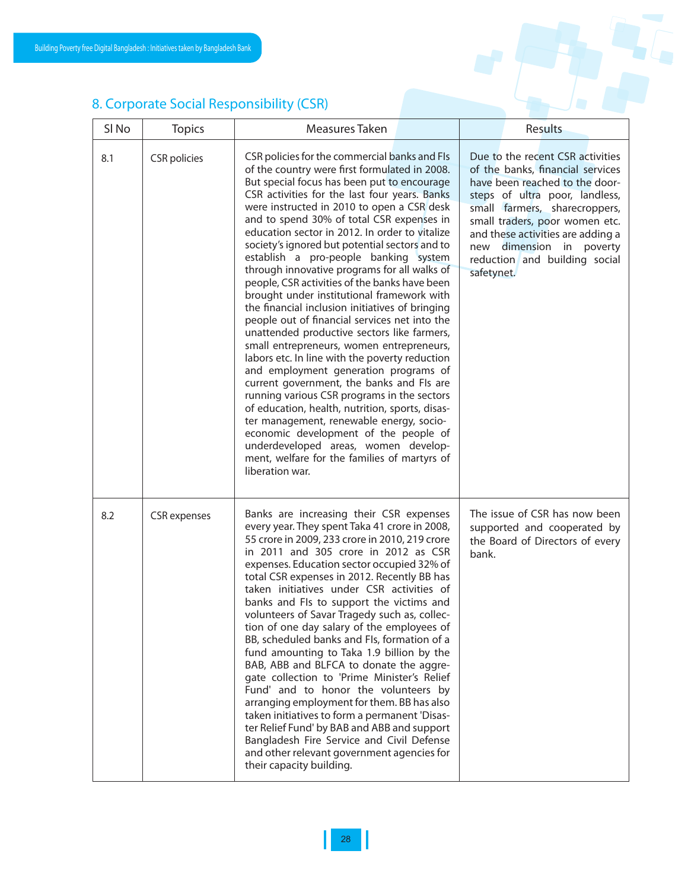## 8. Corporate Social Responsibility (CSR)

| Sl No | Topics | Measures Taken | Results |
|---|---|---|---|
| 8.1 | CSR policies | CSR policies for the commercial banks and FIs of the country were first formulated in 2008. But special focus has been put to encourage CSR activities for the last four years. Banks were instructed in 2010 to open a CSR desk and to spend 30% of total CSR expenses in education sector in 2012. In order to vitalize society's ignored but potential sectors and to establish a pro-people banking system through innovative programs for all walks of people, CSR activities of the banks have been brought under institutional framework with the financial inclusion initiatives of bringing people out of financial services net into the unattended productive sectors like farmers, small entrepreneurs, women entrepreneurs, labors etc. In line with the poverty reduction and employment generation programs of current government, the banks and FIs are running various CSR programs in the sectors of education, health, nutrition, sports, disaster management, renewable energy, socio-economic development of the people of underdeveloped areas, women development, welfare for the families of martyrs of liberation war. | Due to the recent CSR activities of the banks, financial services have been reached to the door-steps of ultra poor, landless, small farmers, sharecroppers, small traders, poor women etc. and these activities are adding a new dimension in poverty reduction and building social safetynet. |
| 8.2 | CSR expenses | Banks are increasing their CSR expenses every year. They spent Taka 41 crore in 2008, 55 crore in 2009, 233 crore in 2010, 219 crore in 2011 and 305 crore in 2012 as CSR expenses. Education sector occupied 32% of total CSR expenses in 2012. Recently BB has taken initiatives under CSR activities of banks and FIs to support the victims and volunteers of Savar Tragedy such as, collection of one day salary of the employees of BB, scheduled banks and FIs, formation of a fund amounting to Taka 1.9 billion by the BAB, ABB and BLFCA to donate the aggregate collection to 'Prime Minister's Relief Fund' and to honor the volunteers by arranging employment for them. BB has also taken initiatives to form a permanent 'Disaster Relief Fund' by BAB and ABB and support Bangladesh Fire Service and Civil Defense and other relevant government agencies for their capacity building. | The issue of CSR has now been supported and cooperated by the Board of Directors of every bank. |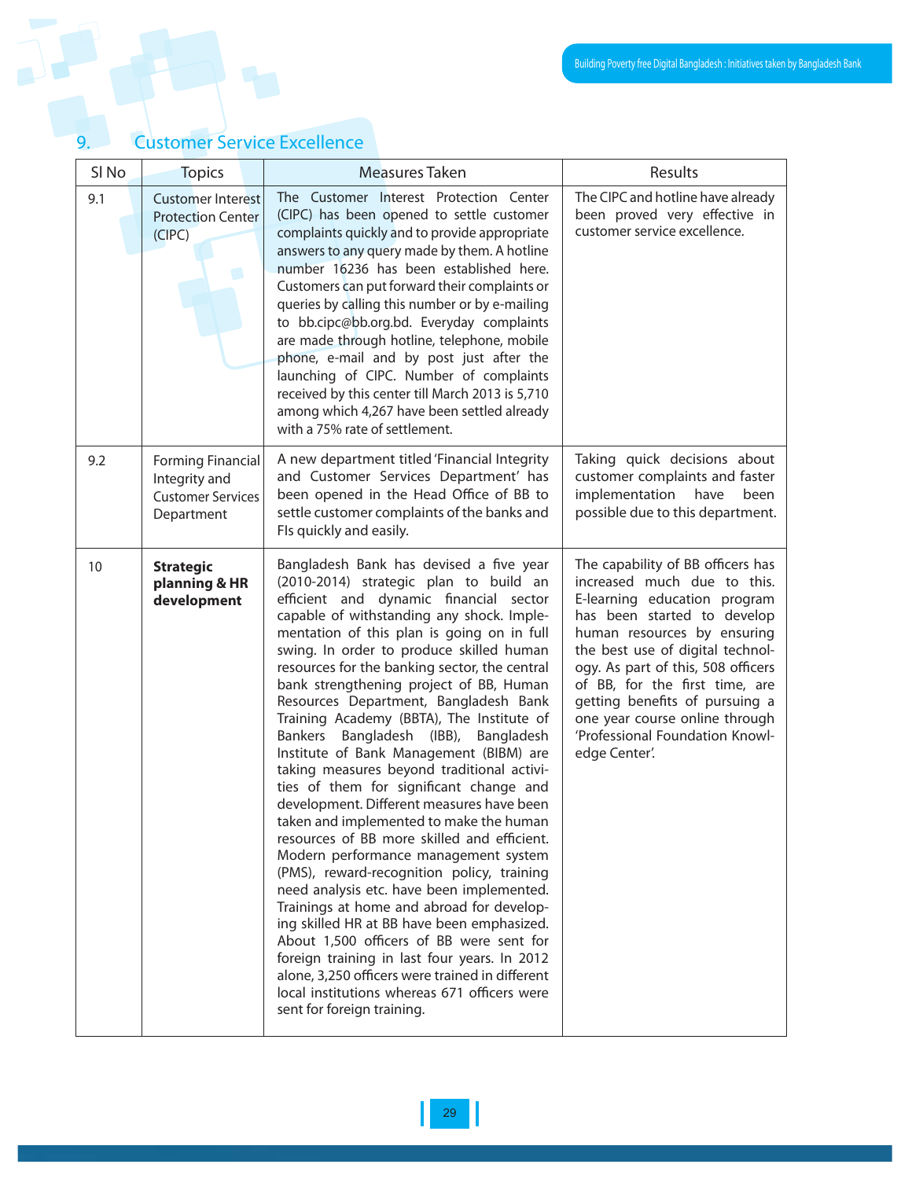## 9. Customer Service Excellence

| Sl No | Topics | Measures Taken | Results |
|---|---|---|---|
| 9.1 | Customer Interest Protection Center (CIPC) | The Customer Interest Protection Center (CIPC) has been opened to settle customer complaints quickly and to provide appropriate answers to any query made by them. A hotline number 16236 has been established here. Customers can put forward their complaints or queries by calling this number or by e-mailing to bb.cipc@bb.org.bd. Everyday complaints are made through hotline, telephone, mobile phone, e-mail and by post just after the launching of CIPC. Number of complaints received by this center till March 2013 is 5,710 among which 4,267 have been settled already with a 75% rate of settlement. | The CIPC and hotline have already been proved very effective in customer service excellence. |
| 9.2 | Forming Financial Integrity and Customer Services Department | A new department titled 'Financial Integrity and Customer Services Department' has been opened in the Head Office of BB to settle customer complaints of the banks and FIs quickly and easily. | Taking quick decisions about customer complaints and faster implementation have been possible due to this department. |
| 10 | **Strategic planning & HR development** | Bangladesh Bank has devised a five year (2010-2014) strategic plan to build an efficient and dynamic financial sector capable of withstanding any shock. Implementation of this plan is going on in full swing. In order to produce skilled human resources for the banking sector, the central bank strengthening project of BB, Human Resources Department, Bangladesh Bank Training Academy (BBTA), The Institute of Bankers Bangladesh (IBB), Bangladesh Institute of Bank Management (BIBM) are taking measures beyond traditional activities of them for significant change and development. Different measures have been taken and implemented to make the human resources of BB more skilled and efficient. Modern performance management system (PMS), reward-recognition policy, training need analysis etc. have been implemented. Trainings at home and abroad for developing skilled HR at BB have been emphasized. About 1,500 officers of BB were sent for foreign training in last four years. In 2012 alone, 3,250 officers were trained in different local institutions whereas 671 officers were sent for foreign training. | The capability of BB officers has increased much due to this. E-learning education program has been started to develop human resources by ensuring the best use of digital technology. As part of this, 508 officers of BB, for the first time, are getting benefits of pursuing a one year course online through 'Professional Foundation Knowledge Center'. |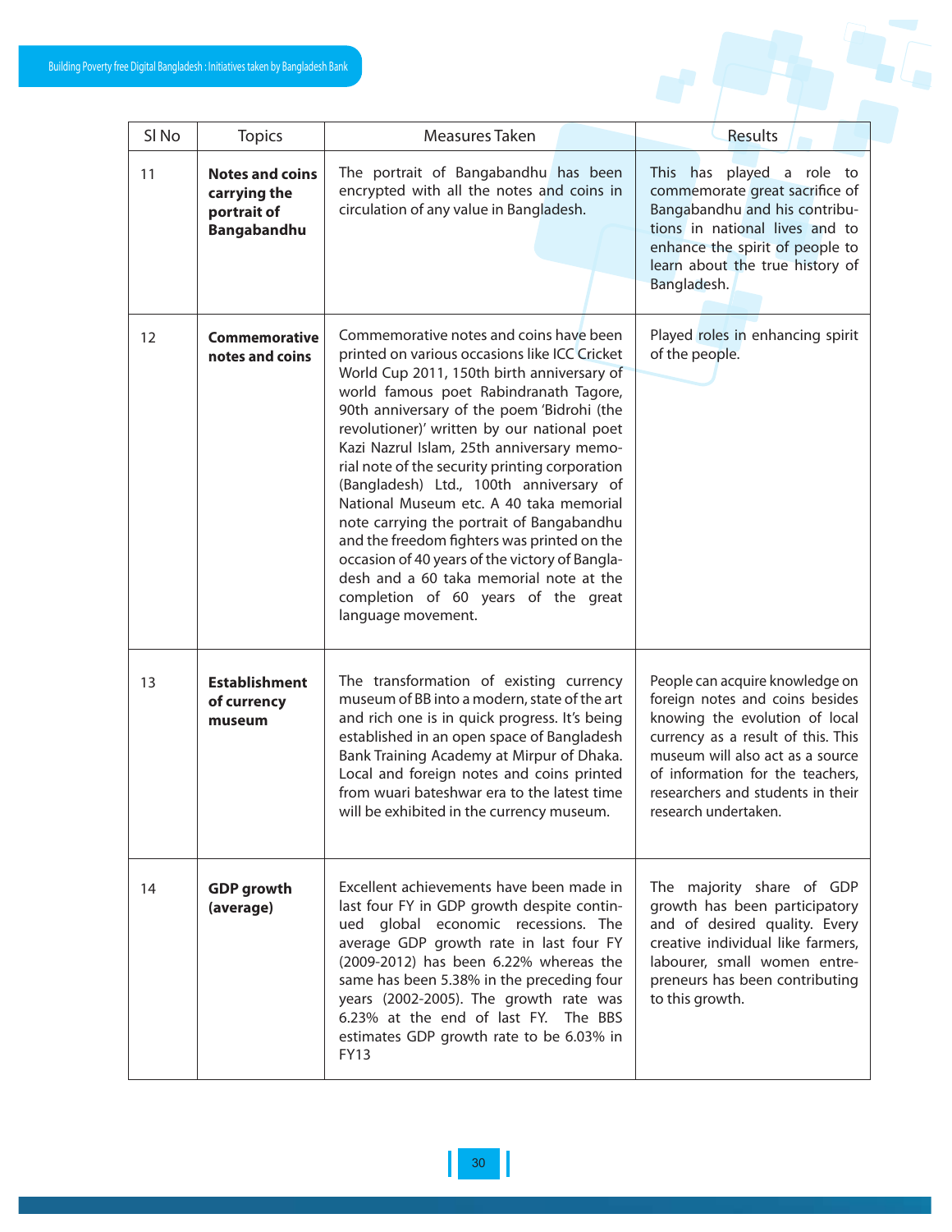| Sl No | Topics | Measures Taken | Results |
|---|---|---|---|
| 11 | **Notes and coins carrying the portrait of Bangabandhu** | The portrait of Bangabandhu has been encrypted with all the notes and coins in circulation of any value in Bangladesh. | This has played a role to commemorate great sacrifice of Bangabandhu and his contributions in national lives and to enhance the spirit of people to learn about the true history of Bangladesh. |
| 12 | **Commemorative notes and coins** | Commemorative notes and coins have been printed on various occasions like ICC Cricket World Cup 2011, 150th birth anniversary of world famous poet Rabindranath Tagore, 90th anniversary of the poem 'Bidrohi (the revolutioner)' written by our national poet Kazi Nazrul Islam, 25th anniversary memorial note of the security printing corporation (Bangladesh) Ltd., 100th anniversary of National Museum etc. A 40 taka memorial note carrying the portrait of Bangabandhu and the freedom fighters was printed on the occasion of 40 years of the victory of Bangladesh and a 60 taka memorial note at the completion of 60 years of the great language movement. | Played roles in enhancing spirit of the people. |
| 13 | **Establishment of currency museum** | The transformation of existing currency museum of BB into a modern, state of the art and rich one is in quick progress. It's being established in an open space of Bangladesh Bank Training Academy at Mirpur of Dhaka. Local and foreign notes and coins printed from wuari bateshwar era to the latest time will be exhibited in the currency museum. | People can acquire knowledge on foreign notes and coins besides knowing the evolution of local currency as a result of this. This museum will also act as a source of information for the teachers, researchers and students in their research undertaken. |
| 14 | **GDP growth (average)** | Excellent achievements have been made in last four FY in GDP growth despite continued global economic recessions. The average GDP growth rate in last four FY (2009-2012) has been 6.22% whereas the same has been 5.38% in the preceding four years (2002-2005). The growth rate was 6.23% at the end of last FY. The BBS estimates GDP growth rate to be 6.03% in FY13 | The majority share of GDP growth has been participatory and of desired quality. Every creative individual like farmers, labourer, small women entrepreneurs has been contributing to this growth. |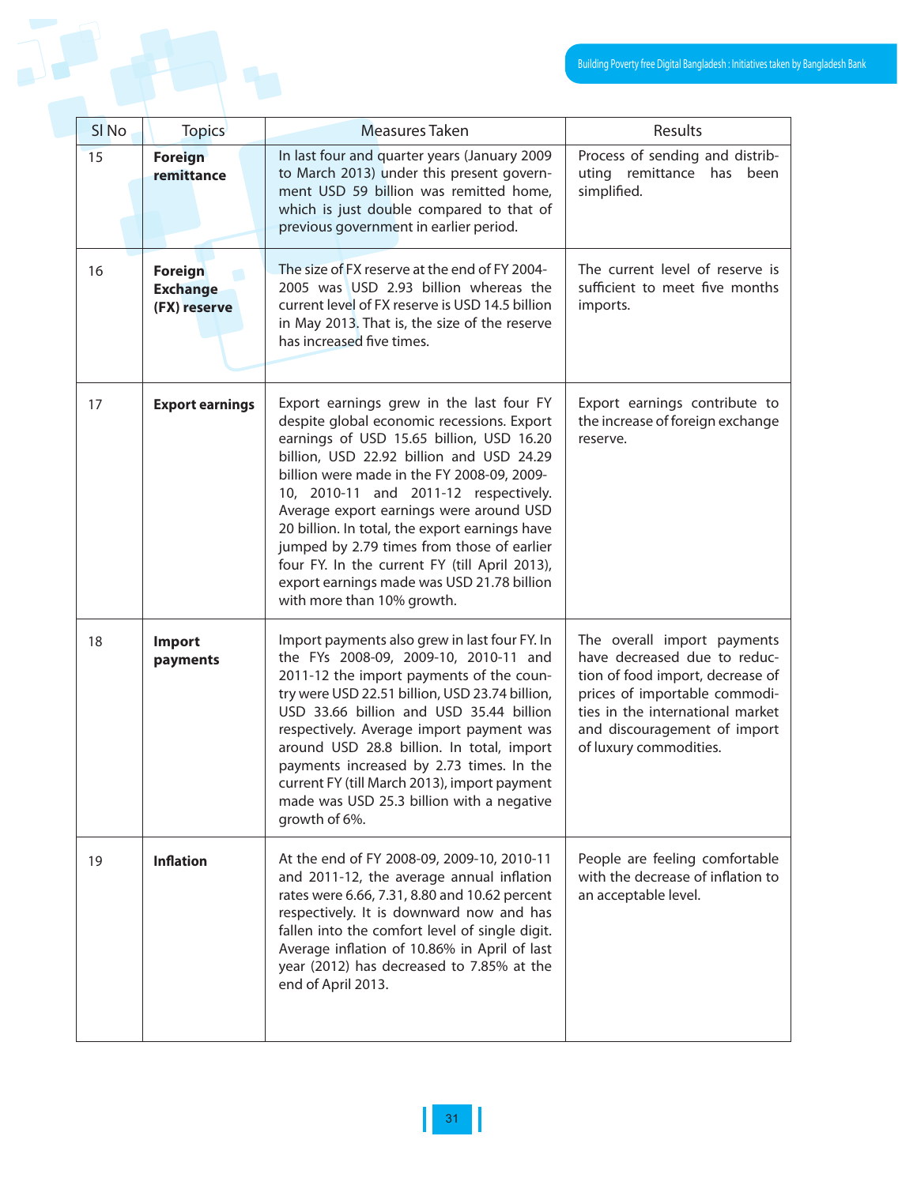| Sl No | Topics | Measures Taken | Results |
|---|---|---|---|
| 15 | **Foreign remittance** | In last four and quarter years (January 2009 to March 2013) under this present government USD 59 billion was remitted home, which is just double compared to that of previous government in earlier period. | Process of sending and distributing remittance has been simplified. |
| 16 | **Foreign Exchange (FX) reserve** | The size of FX reserve at the end of FY 2004-2005 was USD 2.93 billion whereas the current level of FX reserve is USD 14.5 billion in May 2013. That is, the size of the reserve has increased five times. | The current level of reserve is sufficient to meet five months imports. |
| 17 | **Export earnings** | Export earnings grew in the last four FY despite global economic recessions. Export earnings of USD 15.65 billion, USD 16.20 billion, USD 22.92 billion and USD 24.29 billion were made in the FY 2008-09, 2009-10, 2010-11 and 2011-12 respectively. Average export earnings were around USD 20 billion. In total, the export earnings have jumped by 2.79 times from those of earlier four FY. In the current FY (till April 2013), export earnings made was USD 21.78 billion with more than 10% growth. | Export earnings contribute to the increase of foreign exchange reserve. |
| 18 | **Import payments** | Import payments also grew in last four FY. In the FYs 2008-09, 2009-10, 2010-11 and 2011-12 the import payments of the country were USD 22.51 billion, USD 23.74 billion, USD 33.66 billion and USD 35.44 billion respectively. Average import payment was around USD 28.8 billion. In total, import payments increased by 2.73 times. In the current FY (till March 2013), import payment made was USD 25.3 billion with a negative growth of 6%. | The overall import payments have decreased due to reduction of food import, decrease of prices of importable commodities in the international market and discouragement of import of luxury commodities. |
| 19 | **Inflation** | At the end of FY 2008-09, 2009-10, 2010-11 and 2011-12, the average annual inflation rates were 6.66, 7.31, 8.80 and 10.62 percent respectively. It is downward now and has fallen into the comfort level of single digit. Average inflation of 10.86% in April of last year (2012) has decreased to 7.85% at the end of April 2013. | People are feeling comfortable with the decrease of inflation to an acceptable level. |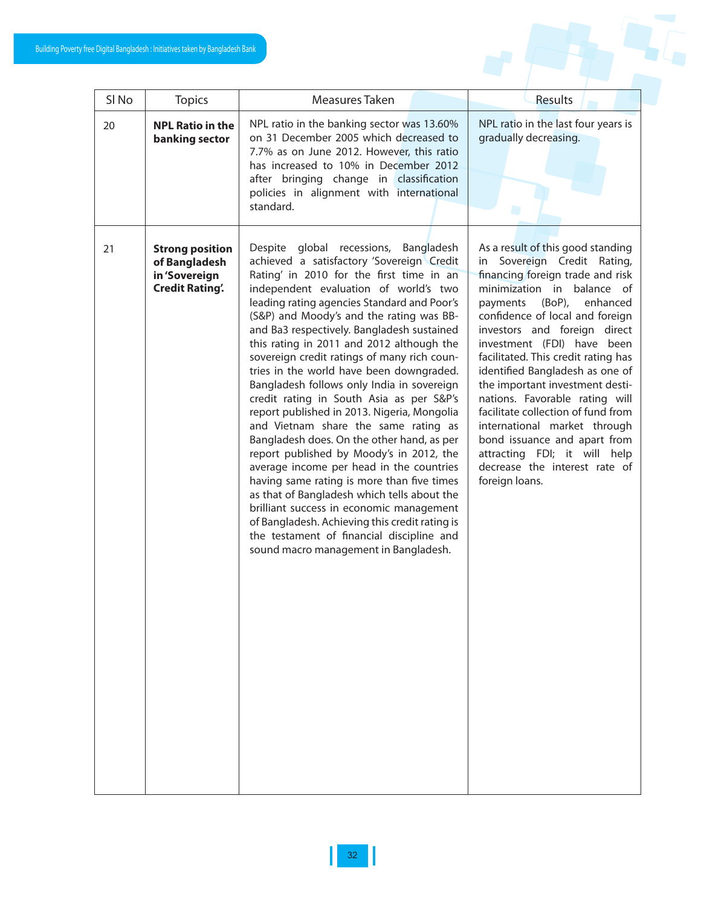| Sl No | Topics | Measures Taken | Results |
|---|---|---|---|
| 20 | **NPL Ratio in the banking sector** | NPL ratio in the banking sector was 13.60% on 31 December 2005 which decreased to 7.7% as on June 2012. However, this ratio has increased to 10% in December 2012 after bringing change in classification policies in alignment with international standard. | NPL ratio in the last four years is gradually decreasing. |
| 21 | **Strong position of Bangladesh in 'Sovereign Credit Rating'.** | Despite global recessions, Bangladesh achieved a satisfactory 'Sovereign Credit Rating' in 2010 for the first time in an independent evaluation of world's two leading rating agencies Standard and Poor's (S&P) and Moody's and the rating was BB- and Ba3 respectively. Bangladesh sustained this rating in 2011 and 2012 although the sovereign credit ratings of many rich countries in the world have been downgraded. Bangladesh follows only India in sovereign credit rating in South Asia as per S&P's report published in 2013. Nigeria, Mongolia and Vietnam share the same rating as Bangladesh does. On the other hand, as per report published by Moody's in 2012, the average income per head in the countries having same rating is more than five times as that of Bangladesh which tells about the brilliant success in economic management of Bangladesh. Achieving this credit rating is the testament of financial discipline and sound macro management in Bangladesh. | As a result of this good standing in Sovereign Credit Rating, financing foreign trade and risk minimization in balance of payments (BoP), enhanced confidence of local and foreign investors and foreign direct investment (FDI) have been facilitated. This credit rating has identified Bangladesh as one of the important investment destinations. Favorable rating will facilitate collection of fund from international market through bond issuance and apart from attracting FDI; it will help decrease the interest rate of foreign loans. |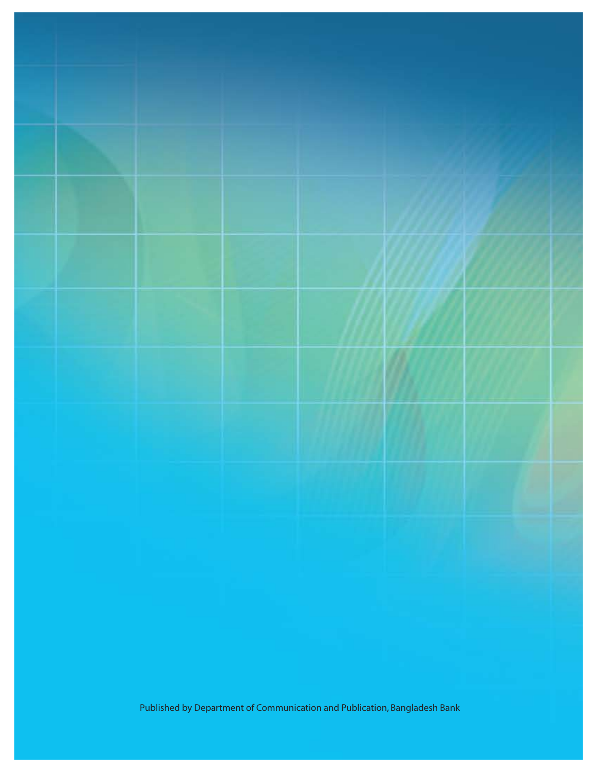Published by Department of Communication and Publication, Bangladesh Bank